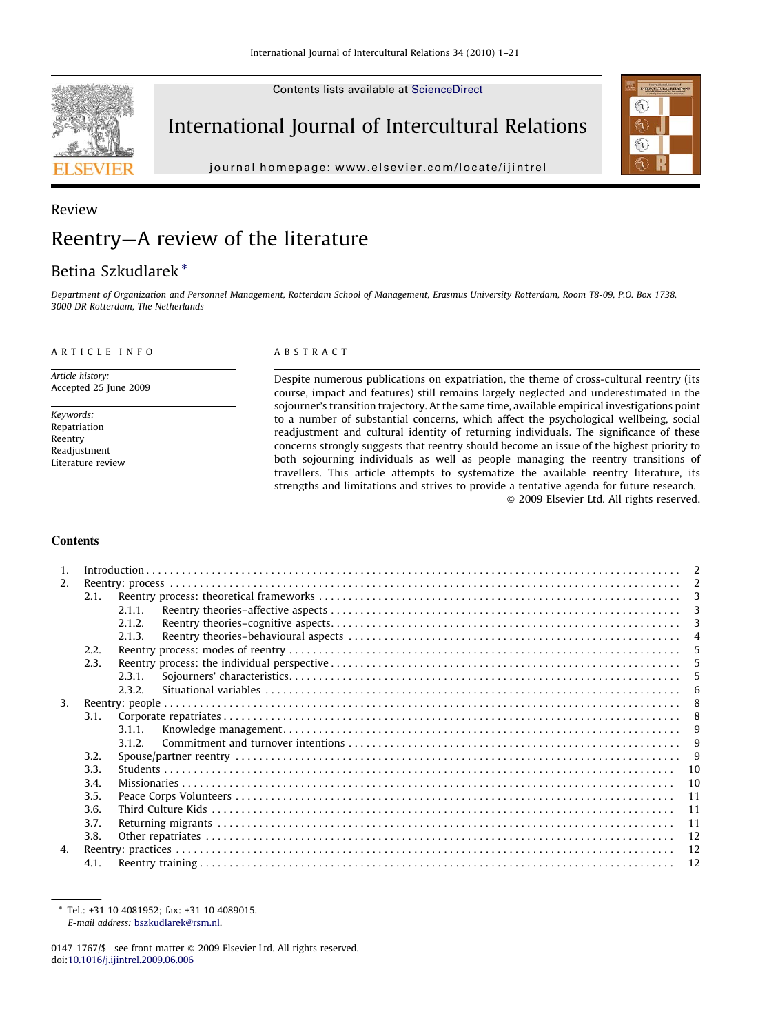Contents lists available at ScienceDirect

International Journal of Intercultural Relations

journal homepage: www.elsevier.com/locate/ijintrel

Review

# Reentry—A review of the literature

Betina Szkudlarek *

Department of Organization and Personnel Management, Rotterdam School of Management, Erasmus University Rotterdam, Room T8-09, P.O. Box 1738, 3000 DR Rotterdam, The Netherlands

**ARTICLE INFO**

*Article history:*
Accepted 25 June 2009

*Keywords:*
Repatriation
Reentry
Readjustment
Literature review

**ABSTRACT**

Despite numerous publications on expatriation, the theme of cross-cultural reentry (its course, impact and features) still remains largely neglected and underestimated in the sojourner's transition trajectory. At the same time, available empirical investigations point to a number of substantial concerns, which affect the psychological wellbeing, social readjustment and cultural identity of returning individuals. The significance of these concerns strongly suggests that reentry should become an issue of the highest priority to both sojourning individuals as well as people managing the reentry transitions of travellers. This article attempts to systematize the available reentry literature, its strengths and limitations and strives to provide a tentative agenda for future research.

© 2009 Elsevier Ltd. All rights reserved.

## Contents

1. Introduction . . . . . 2
2. Reentry: process . . . . . 2
   - 2.1. Reentry process: theoretical frameworks . . . . . 3
     - 2.1.1. Reentry theories–affective aspects . . . . . 3
     - 2.1.2. Reentry theories–cognitive aspects . . . . . 3
     - 2.1.3. Reentry theories–behavioural aspects . . . . . 4
   - 2.2. Reentry process: modes of reentry . . . . . 5
   - 2.3. Reentry process: the individual perspective . . . . . 5
     - 2.3.1. Sojourners' characteristics . . . . . 5
     - 2.3.2. Situational variables . . . . . 6
3. Reentry: people . . . . . 8
   - 3.1. Corporate repatriates . . . . . 8
     - 3.1.1. Knowledge management . . . . . 9
     - 3.1.2. Commitment and turnover intentions . . . . . 9
   - 3.2. Spouse/partner reentry . . . . . 9
   - 3.3. Students . . . . . 10
   - 3.4. Missionaries . . . . . 10
   - 3.5. Peace Corps Volunteers . . . . . 11
   - 3.6. Third Culture Kids . . . . . 11
   - 3.7. Returning migrants . . . . . 11
   - 3.8. Other repatriates . . . . . 12
4. Reentry: practices . . . . . 12
   - 4.1. Reentry training . . . . . 12

* Tel.: +31 10 4081952; fax: +31 10 4089015.
*E-mail address:* bszkudlarek@rsm.nl.

0147-1767/$ – see front matter © 2009 Elsevier Ltd. All rights reserved.
doi:10.1016/j.ijintrel.2009.06.006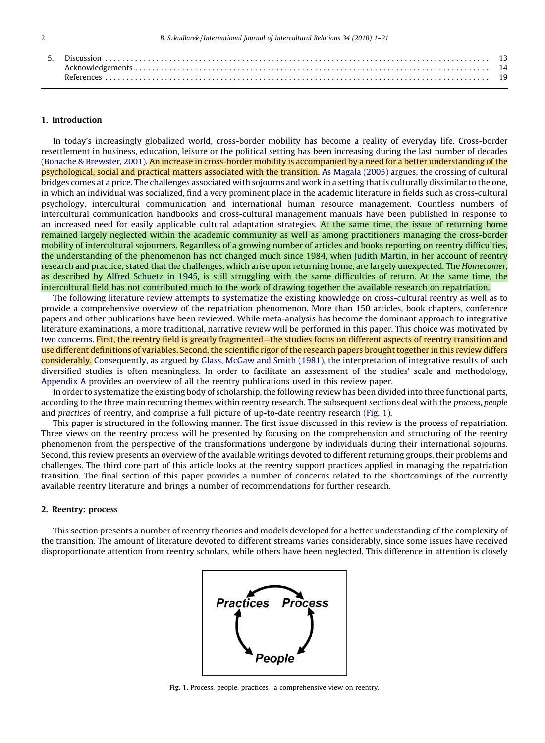5. Discussion . . . . . . . . . . . . . . . . . . . . . . . . . . . . . . . . . . . . . . . . . . . . . . . . . . . . . . . . . . . . . . . . . . . . . . . . . . . . . . . . . . . 13
Acknowledgements . . . . . . . . . . . . . . . . . . . . . . . . . . . . . . . . . . . . . . . . . . . . . . . . . . . . . . . . . . . . . . . . . . . . . . . . . . . . . . . . . . . 14
References . . . . . . . . . . . . . . . . . . . . . . . . . . . . . . . . . . . . . . . . . . . . . . . . . . . . . . . . . . . . . . . . . . . . . . . . . . . . . . . . . . . . . . . . . 19

## 1. Introduction

In today's increasingly globalized world, cross-border mobility has become a reality of everyday life. Cross-border resettlement in business, education, leisure or the political setting has been increasing during the last number of decades (Bonache & Brewster, 2001). An increase in cross-border mobility is accompanied by a need for a better understanding of the psychological, social and practical matters associated with the transition. As Magala (2005) argues, the crossing of cultural bridges comes at a price. The challenges associated with sojourns and work in a setting that is culturally dissimilar to the one, in which an individual was socialized, find a very prominent place in the academic literature in fields such as cross-cultural psychology, intercultural communication and international human resource management. Countless numbers of intercultural communication handbooks and cross-cultural management manuals have been published in response to an increased need for easily applicable cultural adaptation strategies. At the same time, the issue of returning home remained largely neglected within the academic community as well as among practitioners managing the cross-border mobility of intercultural sojourners. Regardless of a growing number of articles and books reporting on reentry difficulties, the understanding of the phenomenon has not changed much since 1984, when Judith Martin, in her account of reentry research and practice, stated that the challenges, which arise upon returning home, are largely unexpected. The *Homecomer*, as described by Alfred Schuetz in 1945, is still struggling with the same difficulties of return. At the same time, the intercultural field has not contributed much to the work of drawing together the available research on repatriation.

The following literature review attempts to systematize the existing knowledge on cross-cultural reentry as well as to provide a comprehensive overview of the repatriation phenomenon. More than 150 articles, book chapters, conference papers and other publications have been reviewed. While meta-analysis has become the dominant approach to integrative literature examinations, a more traditional, narrative review will be performed in this paper. This choice was motivated by two concerns. First, the reentry field is greatly fragmented—the studies focus on different aspects of reentry transition and use different definitions of variables. Second, the scientific rigor of the research papers brought together in this review differs considerably. Consequently, as argued by Glass, McGaw and Smith (1981), the interpretation of integrative results of such diversified studies is often meaningless. In order to facilitate an assessment of the studies' scale and methodology, Appendix A provides an overview of all the reentry publications used in this review paper.

In order to systematize the existing body of scholarship, the following review has been divided into three functional parts, according to the three main recurring themes within reentry research. The subsequent sections deal with the *process*, *people* and *practices* of reentry, and comprise a full picture of up-to-date reentry research (Fig. 1).

This paper is structured in the following manner. The first issue discussed in this review is the process of repatriation. Three views on the reentry process will be presented by focusing on the comprehension and structuring of the reentry phenomenon from the perspective of the transformations undergone by individuals during their international sojourns. Second, this review presents an overview of the available writings devoted to different returning groups, their problems and challenges. The third core part of this article looks at the reentry support practices applied in managing the repatriation transition. The final section of this paper provides a number of concerns related to the shortcomings of the currently available reentry literature and brings a number of recommendations for further research.

## 2. Reentry: process

This section presents a number of reentry theories and models developed for a better understanding of the complexity of the transition. The amount of literature devoted to different streams varies considerably, since some issues have received disproportionate attention from reentry scholars, while others have been neglected. This difference in attention is closely

**Fig. 1.** Process, people, practices—a comprehensive view on reentry.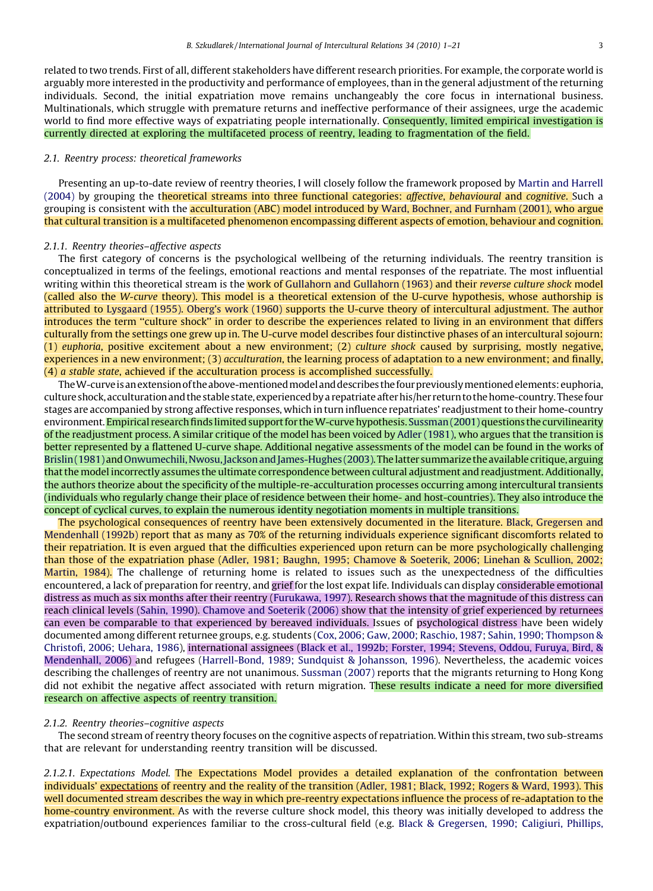related to two trends. First of all, different stakeholders have different research priorities. For example, the corporate world is arguably more interested in the productivity and performance of employees, than in the general adjustment of the returning individuals. Second, the initial expatriation move remains unchangeably the core focus in international business. Multinationals, which struggle with premature returns and ineffective performance of their assignees, urge the academic world to find more effective ways of expatriating people internationally. Consequently, limited empirical investigation is currently directed at exploring the multifaceted process of reentry, leading to fragmentation of the field.

### 2.1. Reentry process: theoretical frameworks

Presenting an up-to-date review of reentry theories, I will closely follow the framework proposed by Martin and Harrell (2004) by grouping the theoretical streams into three functional categories: *affective*, *behavioural* and *cognitive*. Such a grouping is consistent with the acculturation (ABC) model introduced by Ward, Bochner, and Furnham (2001), who argue that cultural transition is a multifaceted phenomenon encompassing different aspects of emotion, behaviour and cognition.

#### 2.1.1. Reentry theories–affective aspects

The first category of concerns is the psychological wellbeing of the returning individuals. The reentry transition is conceptualized in terms of the feelings, emotional reactions and mental responses of the repatriate. The most influential writing within this theoretical stream is the work of Gullahorn and Gullahorn (1963) and their *reverse culture shock* model (called also the *W-curve* theory). This model is a theoretical extension of the U-curve hypothesis, whose authorship is attributed to Lysgaard (1955). Oberg's work (1960) supports the U-curve theory of intercultural adjustment. The author introduces the term "culture shock" in order to describe the experiences related to living in an environment that differs culturally from the settings one grew up in. The U-curve model describes four distinctive phases of an intercultural sojourn: (1) *euphoria*, positive excitement about a new environment; (2) *culture shock* caused by surprising, mostly negative, experiences in a new environment; (3) *acculturation*, the learning process of adaptation to a new environment; and finally, (4) *a stable state*, achieved if the acculturation process is accomplished successfully.

The W-curve is an extension of the above-mentioned model and describes the four previously mentioned elements: euphoria, culture shock, acculturation and the stable state, experienced by a repatriate after his/her return to the home-country. These four stages are accompanied by strong affective responses, which in turn influence repatriates' readjustment to their home-country environment. Empirical research finds limited support for the W-curve hypothesis. Sussman (2001) questions the curvilinearity of the readjustment process. A similar critique of the model has been voiced by Adler (1981), who argues that the transition is better represented by a flattened U-curve shape. Additional negative assessments of the model can be found in the works of Brislin (1981) and Onwumechili, Nwosu, Jackson and James-Hughes (2003). The latter summarize the available critique, arguing that the model incorrectly assumes the ultimate correspondence between cultural adjustment and readjustment. Additionally, the authors theorize about the specificity of the multiple-re-acculturation processes occurring among intercultural transients (individuals who regularly change their place of residence between their home- and host-countries). They also introduce the concept of cyclical curves, to explain the numerous identity negotiation moments in multiple transitions.

The psychological consequences of reentry have been extensively documented in the literature. Black, Gregersen and Mendenhall (1992b) report that as many as 70% of the returning individuals experience significant discomforts related to their repatriation. It is even argued that the difficulties experienced upon return can be more psychologically challenging than those of the expatriation phase (Adler, 1981; Baughn, 1995; Chamove & Soeterik, 2006; Linehan & Scullion, 2002; Martin, 1984). The challenge of returning home is related to issues such as the unexpectedness of the difficulties encountered, a lack of preparation for reentry, and grief for the lost expat life. Individuals can display considerable emotional distress as much as six months after their reentry (Furukawa, 1997). Research shows that the magnitude of this distress can reach clinical levels (Sahin, 1990). Chamove and Soeterik (2006) show that the intensity of grief experienced by returnees can even be comparable to that experienced by bereaved individuals. Issues of psychological distress have been widely documented among different returnee groups, e.g. students (Cox, 2006; Gaw, 2000; Raschio, 1987; Sahin, 1990; Thompson & Christofi, 2006; Uehara, 1986), international assignees (Black et al., 1992b; Forster, 1994; Stevens, Oddou, Furuya, Bird, & Mendenhall, 2006) and refugees (Harrell-Bond, 1989; Sundquist & Johansson, 1996). Nevertheless, the academic voices describing the challenges of reentry are not unanimous. Sussman (2007) reports that the migrants returning to Hong Kong did not exhibit the negative affect associated with return migration. These results indicate a need for more diversified research on affective aspects of reentry transition.

#### 2.1.2. Reentry theories–cognitive aspects

The second stream of reentry theory focuses on the cognitive aspects of repatriation. Within this stream, two sub-streams that are relevant for understanding reentry transition will be discussed.

*2.1.2.1. Expectations Model.* The Expectations Model provides a detailed explanation of the confrontation between individuals' expectations of reentry and the reality of the transition (Adler, 1981; Black, 1992; Rogers & Ward, 1993). This well documented stream describes the way in which pre-reentry expectations influence the process of re-adaptation to the home-country environment. As with the reverse culture shock model, this theory was initially developed to address the expatriation/outbound experiences familiar to the cross-cultural field (e.g. Black & Gregersen, 1990; Caligiuri, Phillips,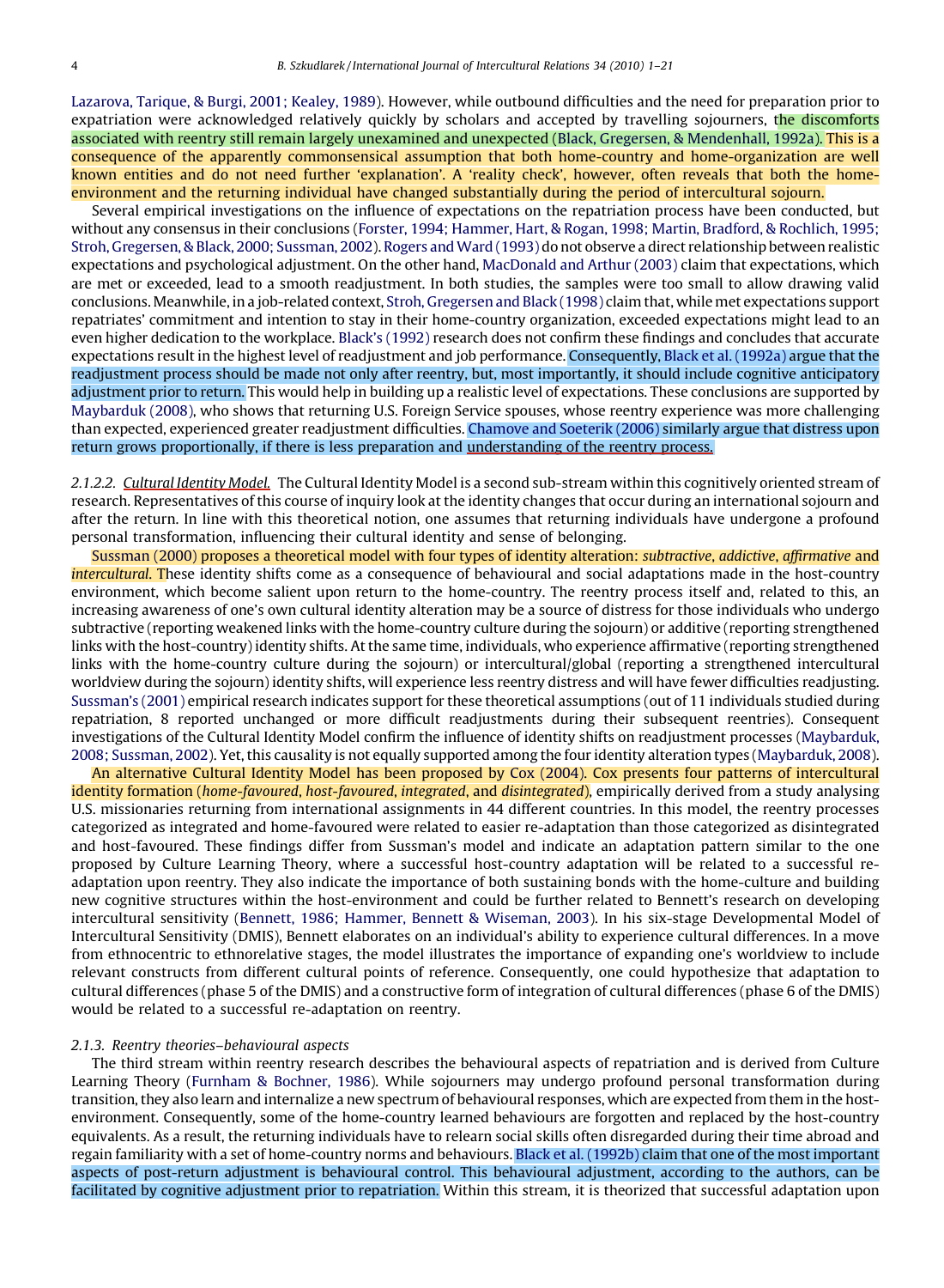Lazarova, Tarique, & Burgi, 2001; Kealey, 1989). However, while outbound difficulties and the need for preparation prior to expatriation were acknowledged relatively quickly by scholars and accepted by travelling sojourners, the discomforts associated with reentry still remain largely unexamined and unexpected (Black, Gregersen, & Mendenhall, 1992a). This is a consequence of the apparently commonsensical assumption that both home-country and home-organization are well known entities and do not need further 'explanation'. A 'reality check', however, often reveals that both the home-environment and the returning individual have changed substantially during the period of intercultural sojourn.

Several empirical investigations on the influence of expectations on the repatriation process have been conducted, but without any consensus in their conclusions (Forster, 1994; Hammer, Hart, & Rogan, 1998; Martin, Bradford, & Rochlich, 1995; Stroh, Gregersen, & Black, 2000; Sussman, 2002). Rogers and Ward (1993) do not observe a direct relationship between realistic expectations and psychological adjustment. On the other hand, MacDonald and Arthur (2003) claim that expectations, which are met or exceeded, lead to a smooth readjustment. In both studies, the samples were too small to allow drawing valid conclusions. Meanwhile, in a job-related context, Stroh, Gregersen and Black (1998) claim that, while met expectations support repatriates' commitment and intention to stay in their home-country organization, exceeded expectations might lead to an even higher dedication to the workplace. Black's (1992) research does not confirm these findings and concludes that accurate expectations result in the highest level of readjustment and job performance. Consequently, Black et al. (1992a) argue that the readjustment process should be made not only after reentry, but, most importantly, it should include cognitive anticipatory adjustment prior to return. This would help in building up a realistic level of expectations. These conclusions are supported by Maybarduk (2008), who shows that returning U.S. Foreign Service spouses, whose reentry experience was more challenging than expected, experienced greater readjustment difficulties. Chamove and Soeterik (2006) similarly argue that distress upon return grows proportionally, if there is less preparation and understanding of the reentry process.

*2.1.2.2. Cultural Identity Model.* The Cultural Identity Model is a second sub-stream within this cognitively oriented stream of research. Representatives of this course of inquiry look at the identity changes that occur during an international sojourn and after the return. In line with this theoretical notion, one assumes that returning individuals have undergone a profound personal transformation, influencing their cultural identity and sense of belonging.

Sussman (2000) proposes a theoretical model with four types of identity alteration: *subtractive*, *addictive*, *affirmative* and *intercultural*. These identity shifts come as a consequence of behavioural and social adaptations made in the host-country environment, which become salient upon return to the home-country. The reentry process itself and, related to this, an increasing awareness of one's own cultural identity alteration may be a source of distress for those individuals who undergo subtractive (reporting weakened links with the home-country culture during the sojourn) or additive (reporting strengthened links with the host-country) identity shifts. At the same time, individuals, who experience affirmative (reporting strengthened links with the home-country culture during the sojourn) or intercultural/global (reporting a strengthened intercultural worldview during the sojourn) identity shifts, will experience less reentry distress and will have fewer difficulties readjusting. Sussman's (2001) empirical research indicates support for these theoretical assumptions (out of 11 individuals studied during repatriation, 8 reported unchanged or more difficult readjustments during their subsequent reentries). Consequent investigations of the Cultural Identity Model confirm the influence of identity shifts on readjustment processes (Maybarduk, 2008; Sussman, 2002). Yet, this causality is not equally supported among the four identity alteration types (Maybarduk, 2008).

An alternative Cultural Identity Model has been proposed by Cox (2004). Cox presents four patterns of intercultural identity formation (*home-favoured*, *host-favoured*, *integrated*, and *disintegrated*), empirically derived from a study analysing U.S. missionaries returning from international assignments in 44 different countries. In this model, the reentry processes categorized as integrated and home-favoured were related to easier re-adaptation than those categorized as disintegrated and host-favoured. These findings differ from Sussman's model and indicate an adaptation pattern similar to the one proposed by Culture Learning Theory, where a successful host-country adaptation will be related to a successful re-adaptation upon reentry. They also indicate the importance of both sustaining bonds with the home-culture and building new cognitive structures within the host-environment and could be further related to Bennett's research on developing intercultural sensitivity (Bennett, 1986; Hammer, Bennett & Wiseman, 2003). In his six-stage Developmental Model of Intercultural Sensitivity (DMIS), Bennett elaborates on an individual's ability to experience cultural differences. In a move from ethnocentric to ethnorelative stages, the model illustrates the importance of expanding one's worldview to include relevant constructs from different cultural points of reference. Consequently, one could hypothesize that adaptation to cultural differences (phase 5 of the DMIS) and a constructive form of integration of cultural differences (phase 6 of the DMIS) would be related to a successful re-adaptation on reentry.

*2.1.3. Reentry theories–behavioural aspects*

The third stream within reentry research describes the behavioural aspects of repatriation and is derived from Culture Learning Theory (Furnham & Bochner, 1986). While sojourners may undergo profound personal transformation during transition, they also learn and internalize a new spectrum of behavioural responses, which are expected from them in the host-environment. Consequently, some of the home-country learned behaviours are forgotten and replaced by the host-country equivalents. As a result, the returning individuals have to relearn social skills often disregarded during their time abroad and regain familiarity with a set of home-country norms and behaviours. Black et al. (1992b) claim that one of the most important aspects of post-return adjustment is behavioural control. This behavioural adjustment, according to the authors, can be facilitated by cognitive adjustment prior to repatriation. Within this stream, it is theorized that successful adaptation upon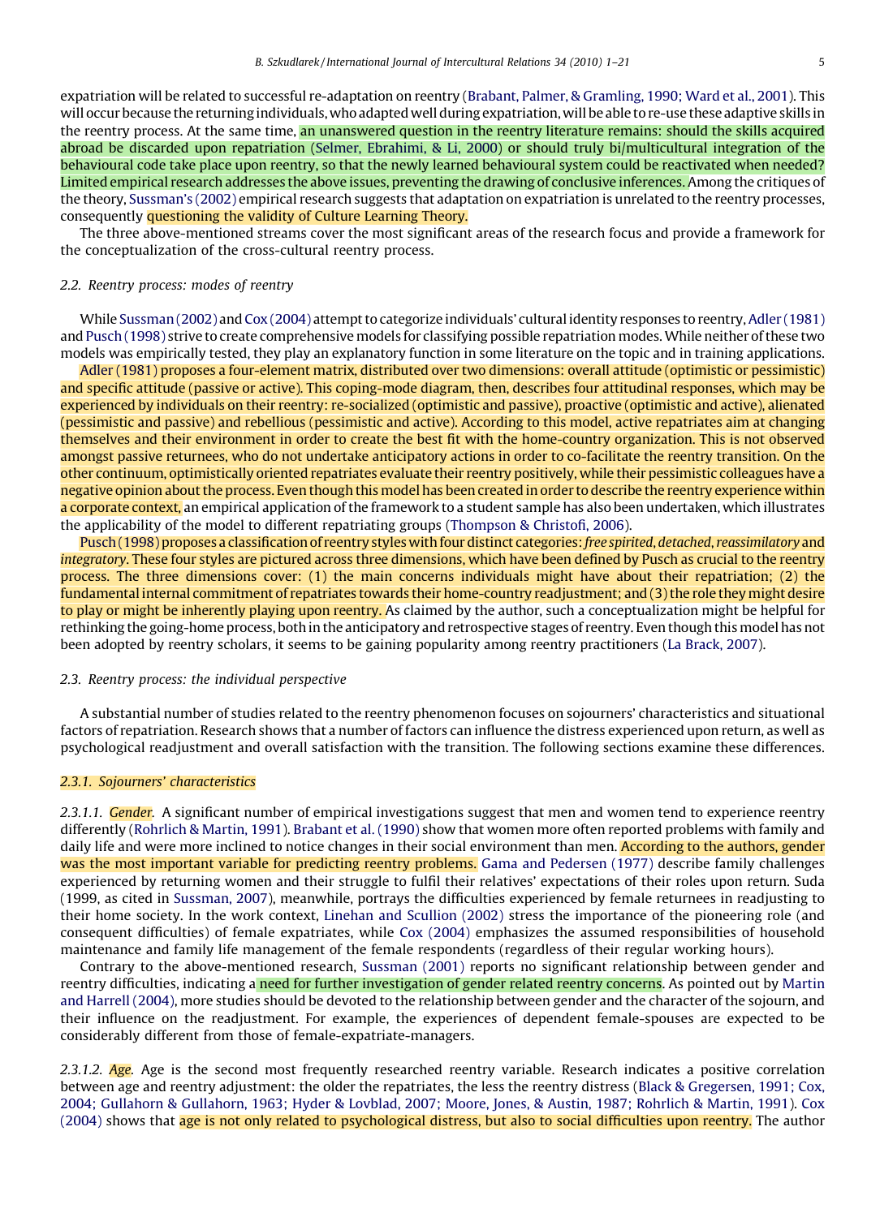expatriation will be related to successful re-adaptation on reentry (Brabant, Palmer, & Gramling, 1990; Ward et al., 2001). This will occur because the returning individuals, who adapted well during expatriation, will be able to re-use these adaptive skills in the reentry process. At the same time, an unanswered question in the reentry literature remains: should the skills acquired abroad be discarded upon repatriation (Selmer, Ebrahimi, & Li, 2000) or should truly bi/multicultural integration of the behavioural code take place upon reentry, so that the newly learned behavioural system could be reactivated when needed? Limited empirical research addresses the above issues, preventing the drawing of conclusive inferences. Among the critiques of the theory, Sussman's (2002) empirical research suggests that adaptation on expatriation is unrelated to the reentry processes, consequently questioning the validity of Culture Learning Theory.

The three above-mentioned streams cover the most significant areas of the research focus and provide a framework for the conceptualization of the cross-cultural reentry process.

### 2.2. Reentry process: modes of reentry

While Sussman (2002) and Cox (2004) attempt to categorize individuals' cultural identity responses to reentry, Adler (1981) and Pusch (1998) strive to create comprehensive models for classifying possible repatriation modes. While neither of these two models was empirically tested, they play an explanatory function in some literature on the topic and in training applications.

Adler (1981) proposes a four-element matrix, distributed over two dimensions: overall attitude (optimistic or pessimistic) and specific attitude (passive or active). This coping-mode diagram, then, describes four attitudinal responses, which may be experienced by individuals on their reentry: re-socialized (optimistic and passive), proactive (optimistic and active), alienated (pessimistic and passive) and rebellious (pessimistic and active). According to this model, active repatriates aim at changing themselves and their environment in order to create the best fit with the home-country organization. This is not observed amongst passive returnees, who do not undertake anticipatory actions in order to co-facilitate the reentry transition. On the other continuum, optimistically oriented repatriates evaluate their reentry positively, while their pessimistic colleagues have a negative opinion about the process. Even though this model has been created in order to describe the reentry experience within a corporate context, an empirical application of the framework to a student sample has also been undertaken, which illustrates the applicability of the model to different repatriating groups (Thompson & Christofi, 2006).

Pusch (1998) proposes a classification of reentry styles with four distinct categories: *free spirited*, *detached*, *reassimilatory* and *integratory*. These four styles are pictured across three dimensions, which have been defined by Pusch as crucial to the reentry process. The three dimensions cover: (1) the main concerns individuals might have about their repatriation; (2) the fundamental internal commitment of repatriates towards their home-country readjustment; and (3) the role they might desire to play or might be inherently playing upon reentry. As claimed by the author, such a conceptualization might be helpful for rethinking the going-home process, both in the anticipatory and retrospective stages of reentry. Even though this model has not been adopted by reentry scholars, it seems to be gaining popularity among reentry practitioners (La Brack, 2007).

### 2.3. Reentry process: the individual perspective

A substantial number of studies related to the reentry phenomenon focuses on sojourners' characteristics and situational factors of repatriation. Research shows that a number of factors can influence the distress experienced upon return, as well as psychological readjustment and overall satisfaction with the transition. The following sections examine these differences.

#### 2.3.1. Sojourners' characteristics

*2.3.1.1. Gender.* A significant number of empirical investigations suggest that men and women tend to experience reentry differently (Rohrlich & Martin, 1991). Brabant et al. (1990) show that women more often reported problems with family and daily life and were more inclined to notice changes in their social environment than men. According to the authors, gender was the most important variable for predicting reentry problems. Gama and Pedersen (1977) describe family challenges experienced by returning women and their struggle to fulfil their relatives' expectations of their roles upon return. Suda (1999, as cited in Sussman, 2007), meanwhile, portrays the difficulties experienced by female returnees in readjusting to their home society. In the work context, Linehan and Scullion (2002) stress the importance of the pioneering role (and consequent difficulties) of female expatriates, while Cox (2004) emphasizes the assumed responsibilities of household maintenance and family life management of the female respondents (regardless of their regular working hours).

Contrary to the above-mentioned research, Sussman (2001) reports no significant relationship between gender and reentry difficulties, indicating a need for further investigation of gender related reentry concerns. As pointed out by Martin and Harrell (2004), more studies should be devoted to the relationship between gender and the character of the sojourn, and their influence on the readjustment. For example, the experiences of dependent female-spouses are expected to be considerably different from those of female-expatriate-managers.

*2.3.1.2. Age.* Age is the second most frequently researched reentry variable. Research indicates a positive correlation between age and reentry adjustment: the older the repatriates, the less the reentry distress (Black & Gregersen, 1991; Cox, 2004; Gullahorn & Gullahorn, 1963; Hyder & Lovblad, 2007; Moore, Jones, & Austin, 1987; Rohrlich & Martin, 1991). Cox (2004) shows that age is not only related to psychological distress, but also to social difficulties upon reentry. The author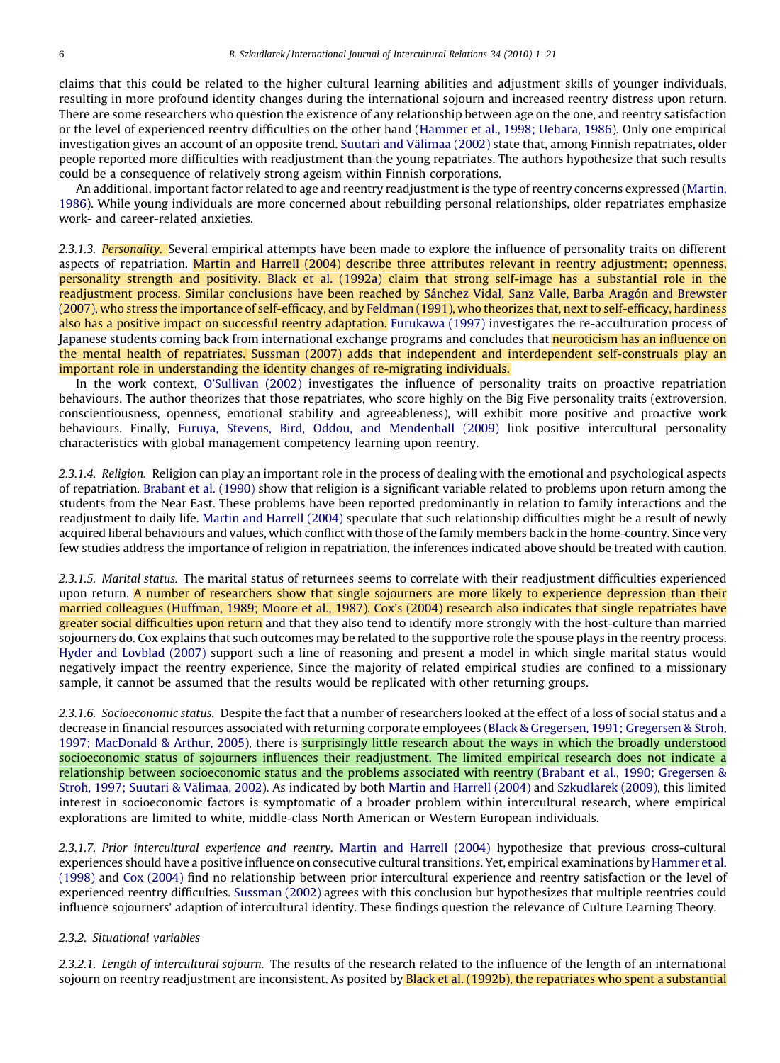claims that this could be related to the higher cultural learning abilities and adjustment skills of younger individuals, resulting in more profound identity changes during the international sojourn and increased reentry distress upon return. There are some researchers who question the existence of any relationship between age on the one, and reentry satisfaction or the level of experienced reentry difficulties on the other hand (Hammer et al., 1998; Uehara, 1986). Only one empirical investigation gives an account of an opposite trend. Suutari and Välimaa (2002) state that, among Finnish repatriates, older people reported more difficulties with readjustment than the young repatriates. The authors hypothesize that such results could be a consequence of relatively strong ageism within Finnish corporations.

An additional, important factor related to age and reentry readjustment is the type of reentry concerns expressed (Martin, 1986). While young individuals are more concerned about rebuilding personal relationships, older repatriates emphasize work- and career-related anxieties.

*2.3.1.3. Personality.* Several empirical attempts have been made to explore the influence of personality traits on different aspects of repatriation. Martin and Harrell (2004) describe three attributes relevant in reentry adjustment: openness, personality strength and positivity. Black et al. (1992a) claim that strong self-image has a substantial role in the readjustment process. Similar conclusions have been reached by Sánchez Vidal, Sanz Valle, Barba Aragón and Brewster (2007), who stress the importance of self-efficacy, and by Feldman (1991), who theorizes that, next to self-efficacy, hardiness also has a positive impact on successful reentry adaptation. Furukawa (1997) investigates the re-acculturation process of Japanese students coming back from international exchange programs and concludes that neuroticism has an influence on the mental health of repatriates. Sussman (2007) adds that independent and interdependent self-construals play an important role in understanding the identity changes of re-migrating individuals.

In the work context, O'Sullivan (2002) investigates the influence of personality traits on proactive repatriation behaviours. The author theorizes that those repatriates, who score highly on the Big Five personality traits (extroversion, conscientiousness, openness, emotional stability and agreeableness), will exhibit more positive and proactive work behaviours. Finally, Furuya, Stevens, Bird, Oddou, and Mendenhall (2009) link positive intercultural personality characteristics with global management competency learning upon reentry.

*2.3.1.4. Religion.* Religion can play an important role in the process of dealing with the emotional and psychological aspects of repatriation. Brabant et al. (1990) show that religion is a significant variable related to problems upon return among the students from the Near East. These problems have been reported predominantly in relation to family interactions and the readjustment to daily life. Martin and Harrell (2004) speculate that such relationship difficulties might be a result of newly acquired liberal behaviours and values, which conflict with those of the family members back in the home-country. Since very few studies address the importance of religion in repatriation, the inferences indicated above should be treated with caution.

*2.3.1.5. Marital status.* The marital status of returnees seems to correlate with their readjustment difficulties experienced upon return. A number of researchers show that single sojourners are more likely to experience depression than their married colleagues (Huffman, 1989; Moore et al., 1987). Cox's (2004) research also indicates that single repatriates have greater social difficulties upon return and that they also tend to identify more strongly with the host-culture than married sojourners do. Cox explains that such outcomes may be related to the supportive role the spouse plays in the reentry process. Hyder and Lovblad (2007) support such a line of reasoning and present a model in which single marital status would negatively impact the reentry experience. Since the majority of related empirical studies are confined to a missionary sample, it cannot be assumed that the results would be replicated with other returning groups.

*2.3.1.6. Socioeconomic status.* Despite the fact that a number of researchers looked at the effect of a loss of social status and a decrease in financial resources associated with returning corporate employees (Black & Gregersen, 1991; Gregersen & Stroh, 1997; MacDonald & Arthur, 2005), there is surprisingly little research about the ways in which the broadly understood socioeconomic status of sojourners influences their readjustment. The limited empirical research does not indicate a relationship between socioeconomic status and the problems associated with reentry (Brabant et al., 1990; Gregersen & Stroh, 1997; Suutari & Välimaa, 2002). As indicated by both Martin and Harrell (2004) and Szkudlarek (2009), this limited interest in socioeconomic factors is symptomatic of a broader problem within intercultural research, where empirical explorations are limited to white, middle-class North American or Western European individuals.

*2.3.1.7. Prior intercultural experience and reentry.* Martin and Harrell (2004) hypothesize that previous cross-cultural experiences should have a positive influence on consecutive cultural transitions. Yet, empirical examinations by Hammer et al. (1998) and Cox (2004) find no relationship between prior intercultural experience and reentry satisfaction or the level of experienced reentry difficulties. Sussman (2002) agrees with this conclusion but hypothesizes that multiple reentries could influence sojourners' adaption of intercultural identity. These findings question the relevance of Culture Learning Theory.

*2.3.2. Situational variables*

*2.3.2.1. Length of intercultural sojourn.* The results of the research related to the influence of the length of an international sojourn on reentry readjustment are inconsistent. As posited by Black et al. (1992b), the repatriates who spent a substantial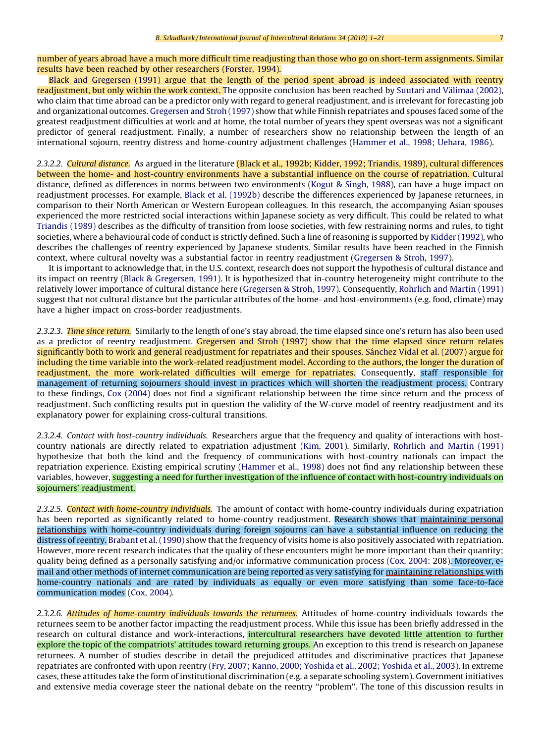number of years abroad have a much more difficult time readjusting than those who go on short-term assignments. Similar results have been reached by other researchers (Forster, 1994).

Black and Gregersen (1991) argue that the length of the period spent abroad is indeed associated with reentry readjustment, but only within the work context. The opposite conclusion has been reached by Suutari and Välimaa (2002), who claim that time abroad can be a predictor only with regard to general readjustment, and is irrelevant for forecasting job and organizational outcomes. Gregersen and Stroh (1997) show that while Finnish repatriates and spouses faced some of the greatest readjustment difficulties at work and at home, the total number of years they spent overseas was not a significant predictor of general readjustment. Finally, a number of researchers show no relationship between the length of an international sojourn, reentry distress and home-country adjustment challenges (Hammer et al., 1998; Uehara, 1986).

*2.3.2.2. Cultural distance.* As argued in the literature (Black et al., 1992b; Kidder, 1992; Triandis, 1989), cultural differences between the home- and host-country environments have a substantial influence on the course of repatriation. Cultural distance, defined as differences in norms between two environments (Kogut & Singh, 1988), can have a huge impact on readjustment processes. For example, Black et al. (1992b) describe the differences experienced by Japanese returnees, in comparison to their North American or Western European colleagues. In this research, the accompanying Asian spouses experienced the more restricted social interactions within Japanese society as very difficult. This could be related to what Triandis (1989) describes as the difficulty of transition from loose societies, with few restraining norms and rules, to tight societies, where a behavioural code of conduct is strictly defined. Such a line of reasoning is supported by Kidder (1992), who describes the challenges of reentry experienced by Japanese students. Similar results have been reached in the Finnish context, where cultural novelty was a substantial factor in reentry readjustment (Gregersen & Stroh, 1997).

It is important to acknowledge that, in the U.S. context, research does not support the hypothesis of cultural distance and its impact on reentry (Black & Gregersen, 1991). It is hypothesized that in-country heterogeneity might contribute to the relatively lower importance of cultural distance here (Gregersen & Stroh, 1997). Consequently, Rohrlich and Martin (1991) suggest that not cultural distance but the particular attributes of the home- and host-environments (e.g. food, climate) may have a higher impact on cross-border readjustments.

*2.3.2.3. Time since return.* Similarly to the length of one's stay abroad, the time elapsed since one's return has also been used as a predictor of reentry readjustment. Gregersen and Stroh (1997) show that the time elapsed since return relates significantly both to work and general readjustment for repatriates and their spouses. Sánchez Vidal et al. (2007) argue for including the time variable into the work-related readjustment model. According to the authors, the longer the duration of readjustment, the more work-related difficulties will emerge for repatriates. Consequently, staff responsible for management of returning sojourners should invest in practices which will shorten the readjustment process. Contrary to these findings, Cox (2004) does not find a significant relationship between the time since return and the process of readjustment. Such conflicting results put in question the validity of the W-curve model of reentry readjustment and its explanatory power for explaining cross-cultural transitions.

*2.3.2.4. Contact with host-country individuals.* Researchers argue that the frequency and quality of interactions with host-country nationals are directly related to expatriation adjustment (Kim, 2001). Similarly, Rohrlich and Martin (1991) hypothesize that both the kind and the frequency of communications with host-country nationals can impact the repatriation experience. Existing empirical scrutiny (Hammer et al., 1998) does not find any relationship between these variables, however, suggesting a need for further investigation of the influence of contact with host-country individuals on sojourners' readjustment.

*2.3.2.5. Contact with home-country individuals.* The amount of contact with home-country individuals during expatriation has been reported as significantly related to home-country readjustment. Research shows that maintaining personal relationships with home-country individuals during foreign sojourns can have a substantial influence on reducing the distress of reentry. Brabant et al. (1990) show that the frequency of visits home is also positively associated with repatriation. However, more recent research indicates that the quality of these encounters might be more important than their quantity; quality being defined as a personally satisfying and/or informative communication process (Cox, 2004: 208). Moreover, e-mail and other methods of internet communication are being reported as very satisfying for maintaining relationships with home-country nationals and are rated by individuals as equally or even more satisfying than some face-to-face communication modes (Cox, 2004).

*2.3.2.6. Attitudes of home-country individuals towards the returnees.* Attitudes of home-country individuals towards the returnees seem to be another factor impacting the readjustment process. While this issue has been briefly addressed in the research on cultural distance and work-interactions, intercultural researchers have devoted little attention to further explore the topic of the compatriots' attitudes toward returning groups. An exception to this trend is research on Japanese returnees. A number of studies describe in detail the prejudiced attitudes and discriminative practices that Japanese repatriates are confronted with upon reentry (Fry, 2007; Kanno, 2000; Yoshida et al., 2002; Yoshida et al., 2003). In extreme cases, these attitudes take the form of institutional discrimination (e.g. a separate schooling system). Government initiatives and extensive media coverage steer the national debate on the reentry "problem". The tone of this discussion results in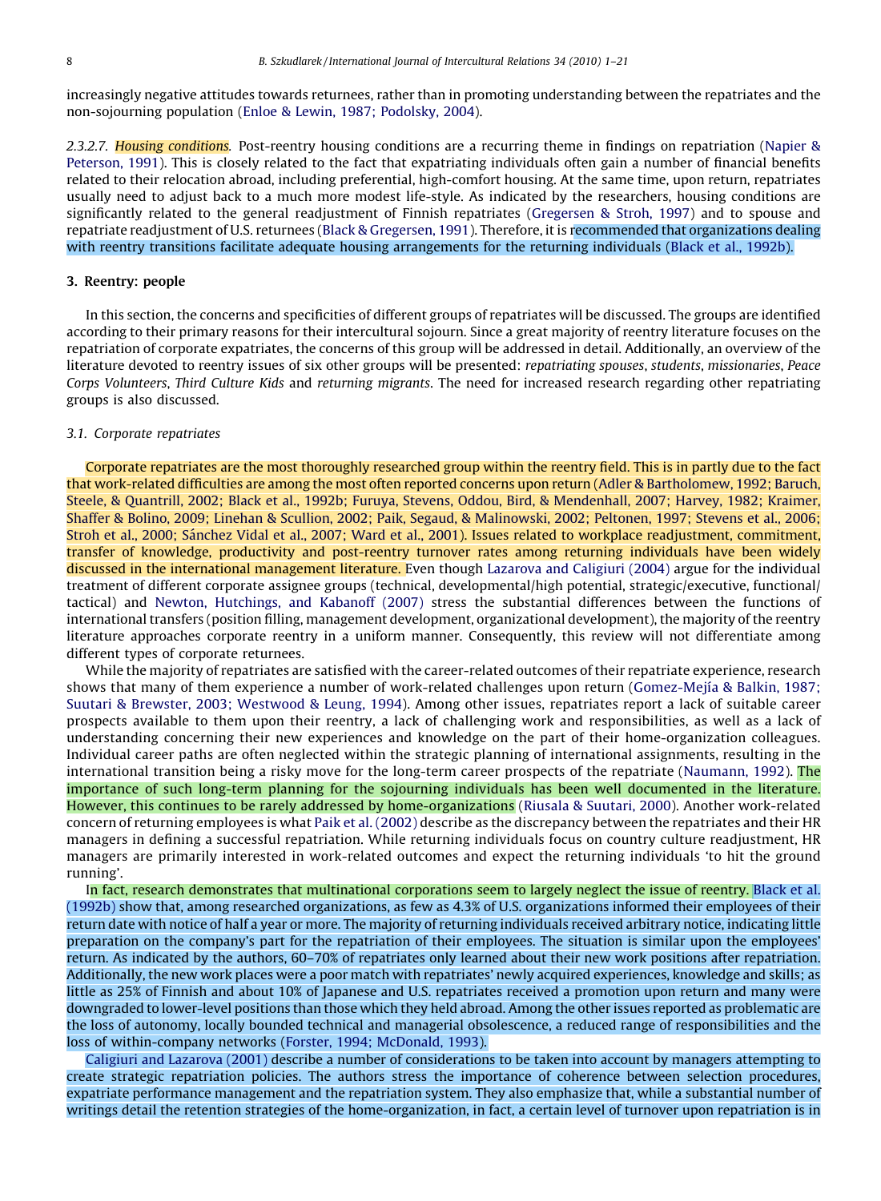increasingly negative attitudes towards returnees, rather than in promoting understanding between the repatriates and the non-sojourning population (Enloe & Lewin, 1987; Podolsky, 2004).

*2.3.2.7. Housing conditions.* Post-reentry housing conditions are a recurring theme in findings on repatriation (Napier & Peterson, 1991). This is closely related to the fact that expatriating individuals often gain a number of financial benefits related to their relocation abroad, including preferential, high-comfort housing. At the same time, upon return, repatriates usually need to adjust back to a much more modest life-style. As indicated by the researchers, housing conditions are significantly related to the general readjustment of Finnish repatriates (Gregersen & Stroh, 1997) and to spouse and repatriate readjustment of U.S. returnees (Black & Gregersen, 1991). Therefore, it is recommended that organizations dealing with reentry transitions facilitate adequate housing arrangements for the returning individuals (Black et al., 1992b).

## 3. Reentry: people

In this section, the concerns and specificities of different groups of repatriates will be discussed. The groups are identified according to their primary reasons for their intercultural sojourn. Since a great majority of reentry literature focuses on the repatriation of corporate expatriates, the concerns of this group will be addressed in detail. Additionally, an overview of the literature devoted to reentry issues of six other groups will be presented: *repatriating spouses*, *students*, *missionaries*, *Peace Corps Volunteers*, *Third Culture Kids* and *returning migrants*. The need for increased research regarding other repatriating groups is also discussed.

### 3.1. Corporate repatriates

Corporate repatriates are the most thoroughly researched group within the reentry field. This is in partly due to the fact that work-related difficulties are among the most often reported concerns upon return (Adler & Bartholomew, 1992; Baruch, Steele, & Quantrill, 2002; Black et al., 1992b; Furuya, Stevens, Oddou, Bird, & Mendenhall, 2007; Harvey, 1982; Kraimer, Shaffer & Bolino, 2009; Linehan & Scullion, 2002; Paik, Segaud, & Malinowski, 2002; Peltonen, 1997; Stevens et al., 2006; Stroh et al., 2000; Sánchez Vidal et al., 2007; Ward et al., 2001). Issues related to workplace readjustment, commitment, transfer of knowledge, productivity and post-reentry turnover rates among returning individuals have been widely discussed in the international management literature. Even though Lazarova and Caligiuri (2004) argue for the individual treatment of different corporate assignee groups (technical, developmental/high potential, strategic/executive, functional/tactical) and Newton, Hutchings, and Kabanoff (2007) stress the substantial differences between the functions of international transfers (position filling, management development, organizational development), the majority of the reentry literature approaches corporate reentry in a uniform manner. Consequently, this review will not differentiate among different types of corporate returnees.

While the majority of repatriates are satisfied with the career-related outcomes of their repatriate experience, research shows that many of them experience a number of work-related challenges upon return (Gomez-Mejía & Balkin, 1987; Suutari & Brewster, 2003; Westwood & Leung, 1994). Among other issues, repatriates report a lack of suitable career prospects available to them upon their reentry, a lack of challenging work and responsibilities, as well as a lack of understanding concerning their new experiences and knowledge on the part of their home-organization colleagues. Individual career paths are often neglected within the strategic planning of international assignments, resulting in the international transition being a risky move for the long-term career prospects of the repatriate (Naumann, 1992). The importance of such long-term planning for the sojourning individuals has been well documented in the literature. However, this continues to be rarely addressed by home-organizations (Riusala & Suutari, 2000). Another work-related concern of returning employees is what Paik et al. (2002) describe as the discrepancy between the repatriates and their HR managers in defining a successful repatriation. While returning individuals focus on country culture readjustment, HR managers are primarily interested in work-related outcomes and expect the returning individuals 'to hit the ground running'.

In fact, research demonstrates that multinational corporations seem to largely neglect the issue of reentry. Black et al. (1992b) show that, among researched organizations, as few as 4.3% of U.S. organizations informed their employees of their return date with notice of half a year or more. The majority of returning individuals received arbitrary notice, indicating little preparation on the company's part for the repatriation of their employees. The situation is similar upon the employees' return. As indicated by the authors, 60–70% of repatriates only learned about their new work positions after repatriation. Additionally, the new work places were a poor match with repatriates' newly acquired experiences, knowledge and skills; as little as 25% of Finnish and about 10% of Japanese and U.S. repatriates received a promotion upon return and many were downgraded to lower-level positions than those which they held abroad. Among the other issues reported as problematic are the loss of autonomy, locally bounded technical and managerial obsolescence, a reduced range of responsibilities and the loss of within-company networks (Forster, 1994; McDonald, 1993).

Caligiuri and Lazarova (2001) describe a number of considerations to be taken into account by managers attempting to create strategic repatriation policies. The authors stress the importance of coherence between selection procedures, expatriate performance management and the repatriation system. They also emphasize that, while a substantial number of writings detail the retention strategies of the home-organization, in fact, a certain level of turnover upon repatriation is in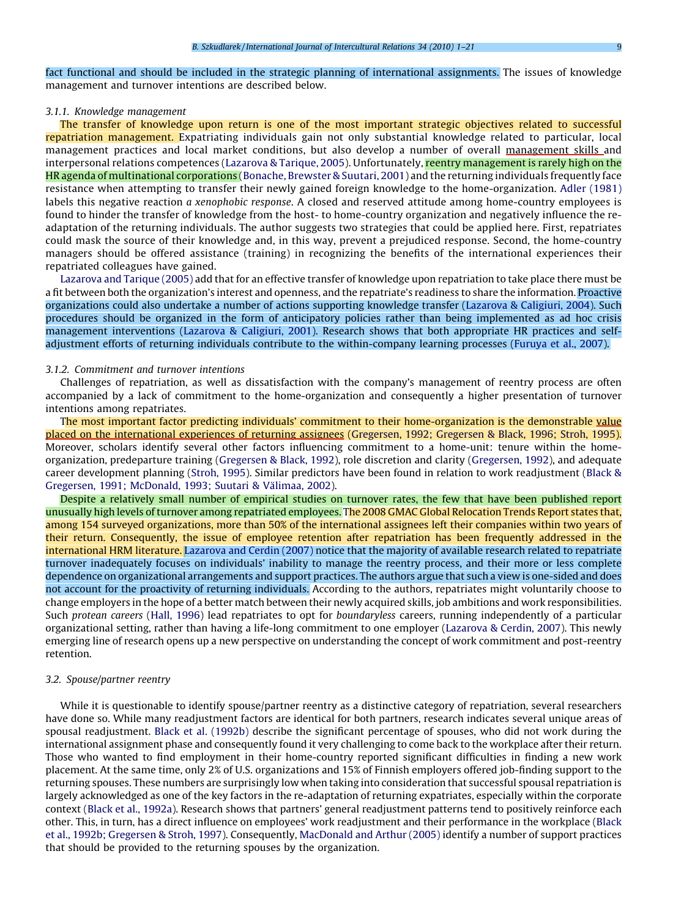fact functional and should be included in the strategic planning of international assignments. The issues of knowledge management and turnover intentions are described below.

### 3.1.1. Knowledge management

The transfer of knowledge upon return is one of the most important strategic objectives related to successful repatriation management. Expatriating individuals gain not only substantial knowledge related to particular, local management practices and local market conditions, but also develop a number of overall management skills and interpersonal relations competences (Lazarova & Tarique, 2005). Unfortunately, reentry management is rarely high on the HR agenda of multinational corporations (Bonache, Brewster & Suutari, 2001) and the returning individuals frequently face resistance when attempting to transfer their newly gained foreign knowledge to the home-organization. Adler (1981) labels this negative reaction *a xenophobic response*. A closed and reserved attitude among home-country employees is found to hinder the transfer of knowledge from the host- to home-country organization and negatively influence the re-adaptation of the returning individuals. The author suggests two strategies that could be applied here. First, repatriates could mask the source of their knowledge and, in this way, prevent a prejudiced response. Second, the home-country managers should be offered assistance (training) in recognizing the benefits of the international experiences their repatriated colleagues have gained.

Lazarova and Tarique (2005) add that for an effective transfer of knowledge upon repatriation to take place there must be a fit between both the organization's interest and openness, and the repatriate's readiness to share the information. Proactive organizations could also undertake a number of actions supporting knowledge transfer (Lazarova & Caligiuri, 2004). Such procedures should be organized in the form of anticipatory policies rather than being implemented as ad hoc crisis management interventions (Lazarova & Caligiuri, 2001). Research shows that both appropriate HR practices and self-adjustment efforts of returning individuals contribute to the within-company learning processes (Furuya et al., 2007).

### 3.1.2. Commitment and turnover intentions

Challenges of repatriation, as well as dissatisfaction with the company's management of reentry process are often accompanied by a lack of commitment to the home-organization and consequently a higher presentation of turnover intentions among repatriates.

The most important factor predicting individuals' commitment to their home-organization is the demonstrable value placed on the international experiences of returning assignees (Gregersen, 1992; Gregersen & Black, 1996; Stroh, 1995). Moreover, scholars identify several other factors influencing commitment to a home-unit: tenure within the home-organization, predeparture training (Gregersen & Black, 1992), role discretion and clarity (Gregersen, 1992), and adequate career development planning (Stroh, 1995). Similar predictors have been found in relation to work readjustment (Black & Gregersen, 1991; McDonald, 1993; Suutari & Välimaa, 2002).

Despite a relatively small number of empirical studies on turnover rates, the few that have been published report unusually high levels of turnover among repatriated employees. The 2008 GMAC Global Relocation Trends Report states that, among 154 surveyed organizations, more than 50% of the international assignees left their companies within two years of their return. Consequently, the issue of employee retention after repatriation has been frequently addressed in the international HRM literature. Lazarova and Cerdin (2007) notice that the majority of available research related to repatriate turnover inadequately focuses on individuals' inability to manage the reentry process, and their more or less complete dependence on organizational arrangements and support practices. The authors argue that such a view is one-sided and does not account for the proactivity of returning individuals. According to the authors, repatriates might voluntarily choose to change employers in the hope of a better match between their newly acquired skills, job ambitions and work responsibilities. Such *protean careers* (Hall, 1996) lead repatriates to opt for *boundaryless* careers, running independently of a particular organizational setting, rather than having a life-long commitment to one employer (Lazarova & Cerdin, 2007). This newly emerging line of research opens up a new perspective on understanding the concept of work commitment and post-reentry retention.

## 3.2. Spouse/partner reentry

While it is questionable to identify spouse/partner reentry as a distinctive category of repatriation, several researchers have done so. While many readjustment factors are identical for both partners, research indicates several unique areas of spousal readjustment. Black et al. (1992b) describe the significant percentage of spouses, who did not work during the international assignment phase and consequently found it very challenging to come back to the workplace after their return. Those who wanted to find employment in their home-country reported significant difficulties in finding a new work placement. At the same time, only 2% of U.S. organizations and 15% of Finnish employers offered job-finding support to the returning spouses. These numbers are surprisingly low when taking into consideration that successful spousal repatriation is largely acknowledged as one of the key factors in the re-adaptation of returning expatriates, especially within the corporate context (Black et al., 1992a). Research shows that partners' general readjustment patterns tend to positively reinforce each other. This, in turn, has a direct influence on employees' work readjustment and their performance in the workplace (Black et al., 1992b; Gregersen & Stroh, 1997). Consequently, MacDonald and Arthur (2005) identify a number of support practices that should be provided to the returning spouses by the organization.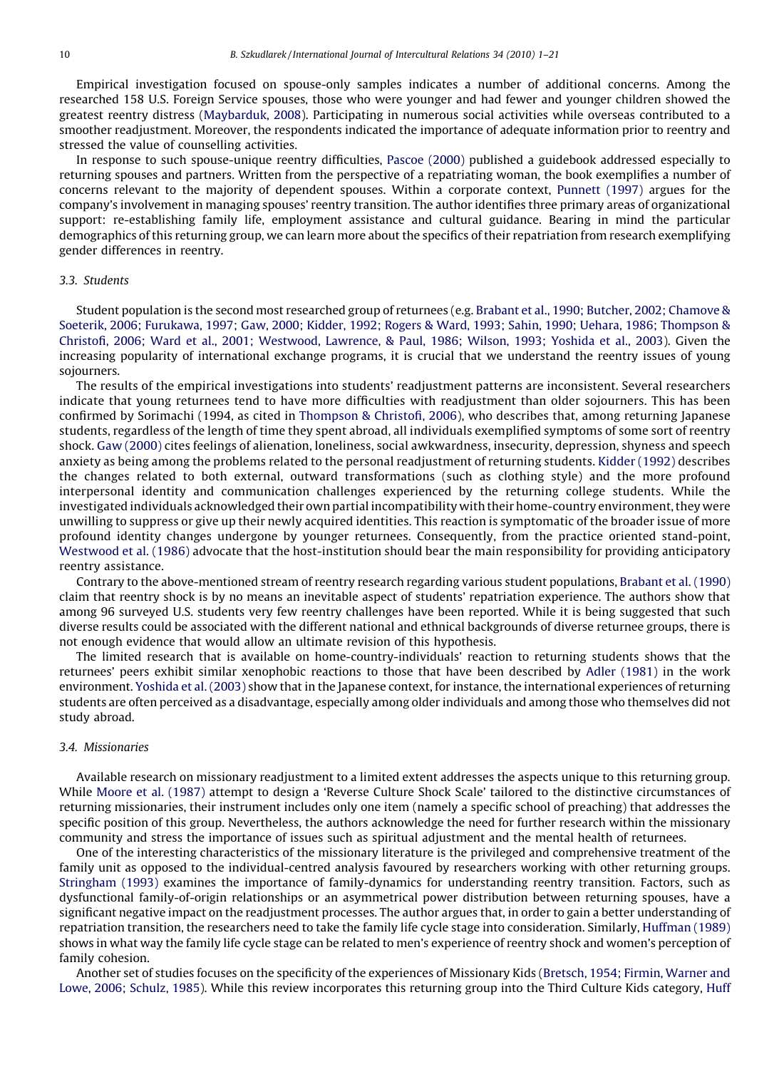Empirical investigation focused on spouse-only samples indicates a number of additional concerns. Among the researched 158 U.S. Foreign Service spouses, those who were younger and had fewer and younger children showed the greatest reentry distress (Maybarduk, 2008). Participating in numerous social activities while overseas contributed to a smoother readjustment. Moreover, the respondents indicated the importance of adequate information prior to reentry and stressed the value of counselling activities.

In response to such spouse-unique reentry difficulties, Pascoe (2000) published a guidebook addressed especially to returning spouses and partners. Written from the perspective of a repatriating woman, the book exemplifies a number of concerns relevant to the majority of dependent spouses. Within a corporate context, Punnett (1997) argues for the company's involvement in managing spouses' reentry transition. The author identifies three primary areas of organizational support: re-establishing family life, employment assistance and cultural guidance. Bearing in mind the particular demographics of this returning group, we can learn more about the specifics of their repatriation from research exemplifying gender differences in reentry.

### 3.3. Students

Student population is the second most researched group of returnees (e.g. Brabant et al., 1990; Butcher, 2002; Chamove & Soeterik, 2006; Furukawa, 1997; Gaw, 2000; Kidder, 1992; Rogers & Ward, 1993; Sahin, 1990; Uehara, 1986; Thompson & Christofi, 2006; Ward et al., 2001; Westwood, Lawrence, & Paul, 1986; Wilson, 1993; Yoshida et al., 2003). Given the increasing popularity of international exchange programs, it is crucial that we understand the reentry issues of young sojourners.

The results of the empirical investigations into students' readjustment patterns are inconsistent. Several researchers indicate that young returnees tend to have more difficulties with readjustment than older sojourners. This has been confirmed by Sorimachi (1994, as cited in Thompson & Christofi, 2006), who describes that, among returning Japanese students, regardless of the length of time they spent abroad, all individuals exemplified symptoms of some sort of reentry shock. Gaw (2000) cites feelings of alienation, loneliness, social awkwardness, insecurity, depression, shyness and speech anxiety as being among the problems related to the personal readjustment of returning students. Kidder (1992) describes the changes related to both external, outward transformations (such as clothing style) and the more profound interpersonal identity and communication challenges experienced by the returning college students. While the investigated individuals acknowledged their own partial incompatibility with their home-country environment, they were unwilling to suppress or give up their newly acquired identities. This reaction is symptomatic of the broader issue of more profound identity changes undergone by younger returnees. Consequently, from the practice oriented stand-point, Westwood et al. (1986) advocate that the host-institution should bear the main responsibility for providing anticipatory reentry assistance.

Contrary to the above-mentioned stream of reentry research regarding various student populations, Brabant et al. (1990) claim that reentry shock is by no means an inevitable aspect of students' repatriation experience. The authors show that among 96 surveyed U.S. students very few reentry challenges have been reported. While it is being suggested that such diverse results could be associated with the different national and ethnical backgrounds of diverse returnee groups, there is not enough evidence that would allow an ultimate revision of this hypothesis.

The limited research that is available on home-country-individuals' reaction to returning students shows that the returnees' peers exhibit similar xenophobic reactions to those that have been described by Adler (1981) in the work environment. Yoshida et al. (2003) show that in the Japanese context, for instance, the international experiences of returning students are often perceived as a disadvantage, especially among older individuals and among those who themselves did not study abroad.

### 3.4. Missionaries

Available research on missionary readjustment to a limited extent addresses the aspects unique to this returning group. While Moore et al. (1987) attempt to design a 'Reverse Culture Shock Scale' tailored to the distinctive circumstances of returning missionaries, their instrument includes only one item (namely a specific school of preaching) that addresses the specific position of this group. Nevertheless, the authors acknowledge the need for further research within the missionary community and stress the importance of issues such as spiritual adjustment and the mental health of returnees.

One of the interesting characteristics of the missionary literature is the privileged and comprehensive treatment of the family unit as opposed to the individual-centred analysis favoured by researchers working with other returning groups. Stringham (1993) examines the importance of family-dynamics for understanding reentry transition. Factors, such as dysfunctional family-of-origin relationships or an asymmetrical power distribution between returning spouses, have a significant negative impact on the readjustment processes. The author argues that, in order to gain a better understanding of repatriation transition, the researchers need to take the family life cycle stage into consideration. Similarly, Huffman (1989) shows in what way the family life cycle stage can be related to men's experience of reentry shock and women's perception of family cohesion.

Another set of studies focuses on the specificity of the experiences of Missionary Kids (Bretsch, 1954; Firmin, Warner and Lowe, 2006; Schulz, 1985). While this review incorporates this returning group into the Third Culture Kids category, Huff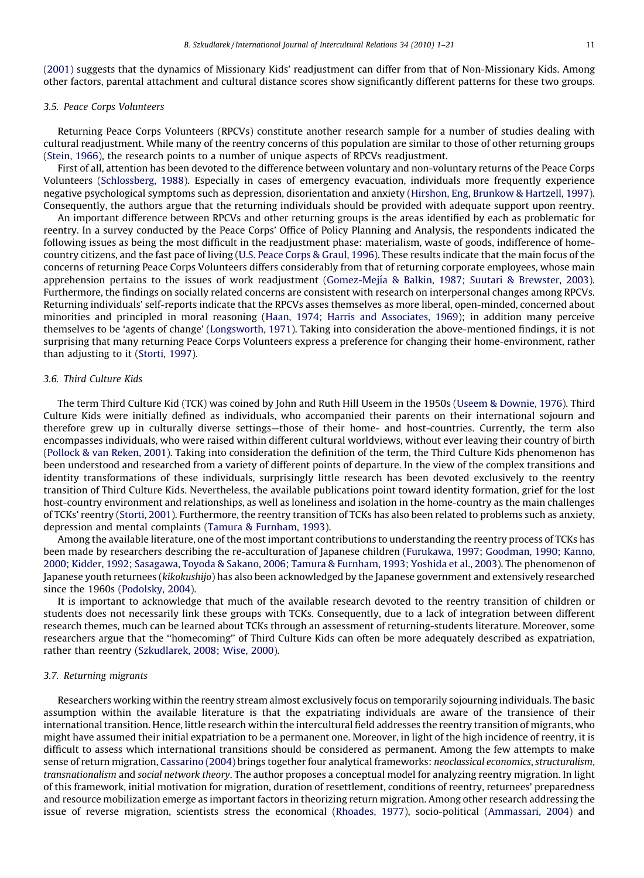(2001) suggests that the dynamics of Missionary Kids' readjustment can differ from that of Non-Missionary Kids. Among other factors, parental attachment and cultural distance scores show significantly different patterns for these two groups.

### 3.5. Peace Corps Volunteers

Returning Peace Corps Volunteers (RPCVs) constitute another research sample for a number of studies dealing with cultural readjustment. While many of the reentry concerns of this population are similar to those of other returning groups (Stein, 1966), the research points to a number of unique aspects of RPCVs readjustment.

First of all, attention has been devoted to the difference between voluntary and non-voluntary returns of the Peace Corps Volunteers (Schlossberg, 1988). Especially in cases of emergency evacuation, individuals more frequently experience negative psychological symptoms such as depression, disorientation and anxiety (Hirshon, Eng, Brunkow & Hartzell, 1997). Consequently, the authors argue that the returning individuals should be provided with adequate support upon reentry.

An important difference between RPCVs and other returning groups is the areas identified by each as problematic for reentry. In a survey conducted by the Peace Corps' Office of Policy Planning and Analysis, the respondents indicated the following issues as being the most difficult in the readjustment phase: materialism, waste of goods, indifference of home-country citizens, and the fast pace of living (U.S. Peace Corps & Graul, 1996). These results indicate that the main focus of the concerns of returning Peace Corps Volunteers differs considerably from that of returning corporate employees, whose main apprehension pertains to the issues of work readjustment (Gomez-Mejía & Balkin, 1987; Suutari & Brewster, 2003). Furthermore, the findings on socially related concerns are consistent with research on interpersonal changes among RPCVs. Returning individuals' self-reports indicate that the RPCVs asses themselves as more liberal, open-minded, concerned about minorities and principled in moral reasoning (Haan, 1974; Harris and Associates, 1969); in addition many perceive themselves to be 'agents of change' (Longsworth, 1971). Taking into consideration the above-mentioned findings, it is not surprising that many returning Peace Corps Volunteers express a preference for changing their home-environment, rather than adjusting to it (Storti, 1997).

### 3.6. Third Culture Kids

The term Third Culture Kid (TCK) was coined by John and Ruth Hill Useem in the 1950s (Useem & Downie, 1976). Third Culture Kids were initially defined as individuals, who accompanied their parents on their international sojourn and therefore grew up in culturally diverse settings—those of their home- and host-countries. Currently, the term also encompasses individuals, who were raised within different cultural worldviews, without ever leaving their country of birth (Pollock & van Reken, 2001). Taking into consideration the definition of the term, the Third Culture Kids phenomenon has been understood and researched from a variety of different points of departure. In the view of the complex transitions and identity transformations of these individuals, surprisingly little research has been devoted exclusively to the reentry transition of Third Culture Kids. Nevertheless, the available publications point toward identity formation, grief for the lost host-country environment and relationships, as well as loneliness and isolation in the home-country as the main challenges of TCKs' reentry (Storti, 2001). Furthermore, the reentry transition of TCKs has also been related to problems such as anxiety, depression and mental complaints (Tamura & Furnham, 1993).

Among the available literature, one of the most important contributions to understanding the reentry process of TCKs has been made by researchers describing the re-acculturation of Japanese children (Furukawa, 1997; Goodman, 1990; Kanno, 2000; Kidder, 1992; Sasagawa, Toyoda & Sakano, 2006; Tamura & Furnham, 1993; Yoshida et al., 2003). The phenomenon of Japanese youth returnees (*kikokushijo*) has also been acknowledged by the Japanese government and extensively researched since the 1960s (Podolsky, 2004).

It is important to acknowledge that much of the available research devoted to the reentry transition of children or students does not necessarily link these groups with TCKs. Consequently, due to a lack of integration between different research themes, much can be learned about TCKs through an assessment of returning-students literature. Moreover, some researchers argue that the ''homecoming'' of Third Culture Kids can often be more adequately described as expatriation, rather than reentry (Szkudlarek, 2008; Wise, 2000).

### 3.7. Returning migrants

Researchers working within the reentry stream almost exclusively focus on temporarily sojourning individuals. The basic assumption within the available literature is that the expatriating individuals are aware of the transience of their international transition. Hence, little research within the intercultural field addresses the reentry transition of migrants, who might have assumed their initial expatriation to be a permanent one. Moreover, in light of the high incidence of reentry, it is difficult to assess which international transitions should be considered as permanent. Among the few attempts to make sense of return migration, Cassarino (2004) brings together four analytical frameworks: *neoclassical economics*, *structuralism*, *transnationalism* and *social network theory*. The author proposes a conceptual model for analyzing reentry migration. In light of this framework, initial motivation for migration, duration of resettlement, conditions of reentry, returnees' preparedness and resource mobilization emerge as important factors in theorizing return migration. Among other research addressing the issue of reverse migration, scientists stress the economical (Rhoades, 1977), socio-political (Ammassari, 2004) and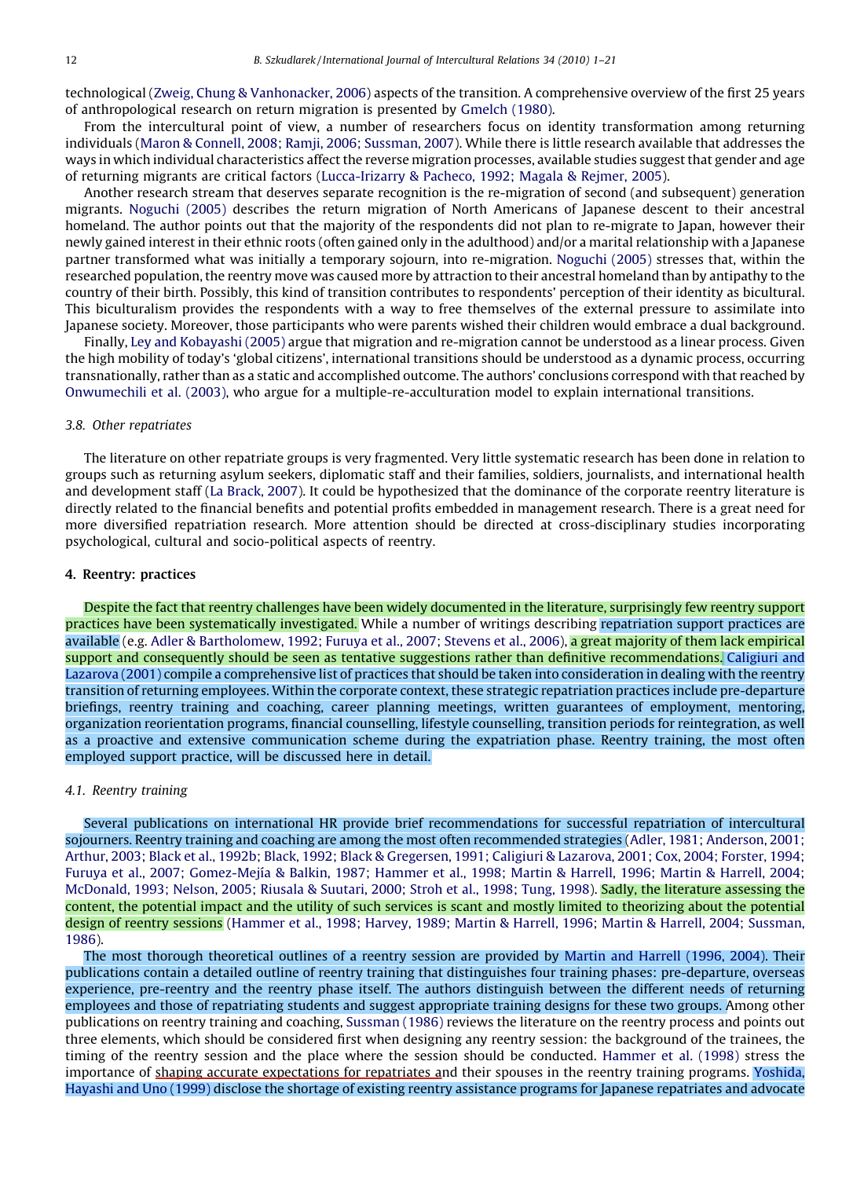technological (Zweig, Chung & Vanhonacker, 2006) aspects of the transition. A comprehensive overview of the first 25 years of anthropological research on return migration is presented by Gmelch (1980).

From the intercultural point of view, a number of researchers focus on identity transformation among returning individuals (Maron & Connell, 2008; Ramji, 2006; Sussman, 2007). While there is little research available that addresses the ways in which individual characteristics affect the reverse migration processes, available studies suggest that gender and age of returning migrants are critical factors (Lucca-Irizarry & Pacheco, 1992; Magala & Rejmer, 2005).

Another research stream that deserves separate recognition is the re-migration of second (and subsequent) generation migrants. Noguchi (2005) describes the return migration of North Americans of Japanese descent to their ancestral homeland. The author points out that the majority of the respondents did not plan to re-migrate to Japan, however their newly gained interest in their ethnic roots (often gained only in the adulthood) and/or a marital relationship with a Japanese partner transformed what was initially a temporary sojourn, into re-migration. Noguchi (2005) stresses that, within the researched population, the reentry move was caused more by attraction to their ancestral homeland than by antipathy to the country of their birth. Possibly, this kind of transition contributes to respondents' perception of their identity as bicultural. This biculturalism provides the respondents with a way to free themselves of the external pressure to assimilate into Japanese society. Moreover, those participants who were parents wished their children would embrace a dual background.

Finally, Ley and Kobayashi (2005) argue that migration and re-migration cannot be understood as a linear process. Given the high mobility of today's 'global citizens', international transitions should be understood as a dynamic process, occurring transnationally, rather than as a static and accomplished outcome. The authors' conclusions correspond with that reached by Onwumechili et al. (2003), who argue for a multiple-re-acculturation model to explain international transitions.

### 3.8. Other repatriates

The literature on other repatriate groups is very fragmented. Very little systematic research has been done in relation to groups such as returning asylum seekers, diplomatic staff and their families, soldiers, journalists, and international health and development staff (La Brack, 2007). It could be hypothesized that the dominance of the corporate reentry literature is directly related to the financial benefits and potential profits embedded in management research. There is a great need for more diversified repatriation research. More attention should be directed at cross-disciplinary studies incorporating psychological, cultural and socio-political aspects of reentry.

## 4. Reentry: practices

Despite the fact that reentry challenges have been widely documented in the literature, surprisingly few reentry support practices have been systematically investigated. While a number of writings describing repatriation support practices are available (e.g. Adler & Bartholomew, 1992; Furuya et al., 2007; Stevens et al., 2006), a great majority of them lack empirical support and consequently should be seen as tentative suggestions rather than definitive recommendations. Caligiuri and Lazarova (2001) compile a comprehensive list of practices that should be taken into consideration in dealing with the reentry transition of returning employees. Within the corporate context, these strategic repatriation practices include pre-departure briefings, reentry training and coaching, career planning meetings, written guarantees of employment, mentoring, organization reorientation programs, financial counselling, lifestyle counselling, transition periods for reintegration, as well as a proactive and extensive communication scheme during the expatriation phase. Reentry training, the most often employed support practice, will be discussed here in detail.

### 4.1. Reentry training

Several publications on international HR provide brief recommendations for successful repatriation of intercultural sojourners. Reentry training and coaching are among the most often recommended strategies (Adler, 1981; Anderson, 2001; Arthur, 2003; Black et al., 1992b; Black, 1992; Black & Gregersen, 1991; Caligiuri & Lazarova, 2001; Cox, 2004; Forster, 1994; Furuya et al., 2007; Gomez-Mejía & Balkin, 1987; Hammer et al., 1998; Martin & Harrell, 1996; Martin & Harrell, 2004; McDonald, 1993; Nelson, 2005; Riusala & Suutari, 2000; Stroh et al., 1998; Tung, 1998). Sadly, the literature assessing the content, the potential impact and the utility of such services is scant and mostly limited to theorizing about the potential design of reentry sessions (Hammer et al., 1998; Harvey, 1989; Martin & Harrell, 1996; Martin & Harrell, 2004; Sussman, 1986).

The most thorough theoretical outlines of a reentry session are provided by Martin and Harrell (1996, 2004). Their publications contain a detailed outline of reentry training that distinguishes four training phases: pre-departure, overseas experience, pre-reentry and the reentry phase itself. The authors distinguish between the different needs of returning employees and those of repatriating students and suggest appropriate training designs for these two groups. Among other publications on reentry training and coaching, Sussman (1986) reviews the literature on the reentry process and points out three elements, which should be considered first when designing any reentry session: the background of the trainees, the timing of the reentry session and the place where the session should be conducted. Hammer et al. (1998) stress the importance of shaping accurate expectations for repatriates and their spouses in the reentry training programs. Yoshida, Hayashi and Uno (1999) disclose the shortage of existing reentry assistance programs for Japanese repatriates and advocate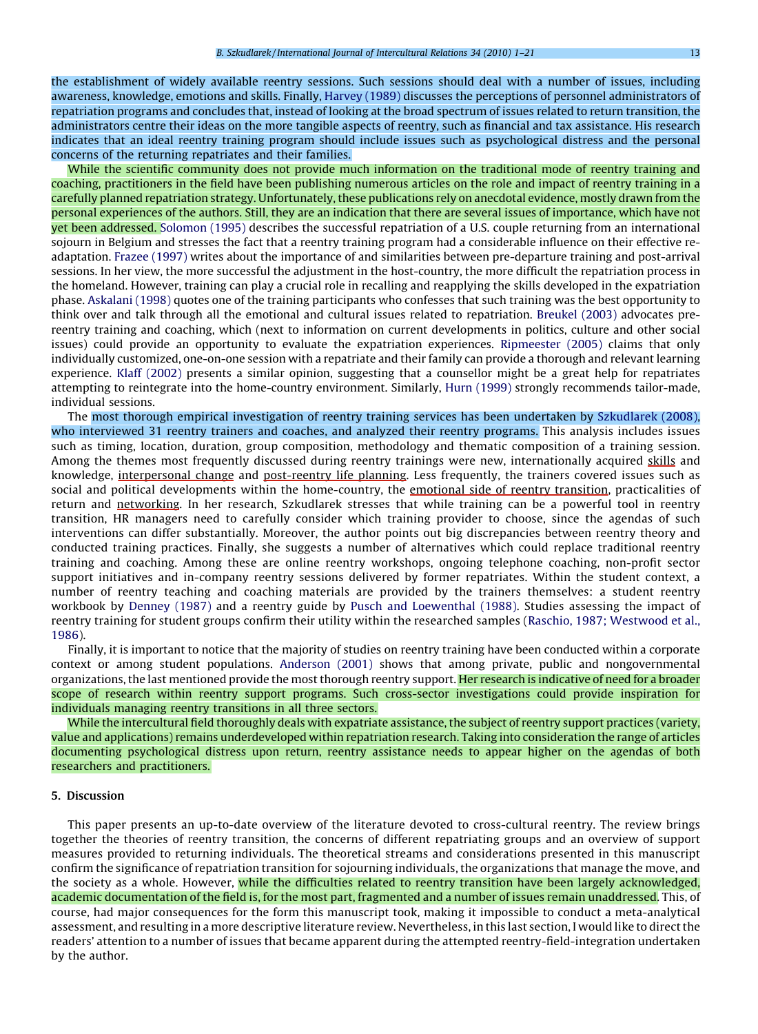the establishment of widely available reentry sessions. Such sessions should deal with a number of issues, including awareness, knowledge, emotions and skills. Finally, Harvey (1989) discusses the perceptions of personnel administrators of repatriation programs and concludes that, instead of looking at the broad spectrum of issues related to return transition, the administrators centre their ideas on the more tangible aspects of reentry, such as financial and tax assistance. His research indicates that an ideal reentry training program should include issues such as psychological distress and the personal concerns of the returning repatriates and their families.

While the scientific community does not provide much information on the traditional mode of reentry training and coaching, practitioners in the field have been publishing numerous articles on the role and impact of reentry training in a carefully planned repatriation strategy. Unfortunately, these publications rely on anecdotal evidence, mostly drawn from the personal experiences of the authors. Still, they are an indication that there are several issues of importance, which have not yet been addressed. Solomon (1995) describes the successful repatriation of a U.S. couple returning from an international sojourn in Belgium and stresses the fact that a reentry training program had a considerable influence on their effective re-adaptation. Frazee (1997) writes about the importance of and similarities between pre-departure training and post-arrival sessions. In her view, the more successful the adjustment in the host-country, the more difficult the repatriation process in the homeland. However, training can play a crucial role in recalling and reapplying the skills developed in the expatriation phase. Askalani (1998) quotes one of the training participants who confesses that such training was the best opportunity to think over and talk through all the emotional and cultural issues related to repatriation. Breukel (2003) advocates pre-reentry training and coaching, which (next to information on current developments in politics, culture and other social issues) could provide an opportunity to evaluate the expatriation experiences. Ripmeester (2005) claims that only individually customized, one-on-one session with a repatriate and their family can provide a thorough and relevant learning experience. Klaff (2002) presents a similar opinion, suggesting that a counsellor might be a great help for repatriates attempting to reintegrate into the home-country environment. Similarly, Hurn (1999) strongly recommends tailor-made, individual sessions.

The most thorough empirical investigation of reentry training services has been undertaken by Szkudlarek (2008), who interviewed 31 reentry trainers and coaches, and analyzed their reentry programs. This analysis includes issues such as timing, location, duration, group composition, methodology and thematic composition of a training session. Among the themes most frequently discussed during reentry trainings were new, internationally acquired skills and knowledge, interpersonal change and post-reentry life planning. Less frequently, the trainers covered issues such as social and political developments within the home-country, the emotional side of reentry transition, practicalities of return and networking. In her research, Szkudlarek stresses that while training can be a powerful tool in reentry transition, HR managers need to carefully consider which training provider to choose, since the agendas of such interventions can differ substantially. Moreover, the author points out big discrepancies between reentry theory and conducted training practices. Finally, she suggests a number of alternatives which could replace traditional reentry training and coaching. Among these are online reentry workshops, ongoing telephone coaching, non-profit sector support initiatives and in-company reentry sessions delivered by former repatriates. Within the student context, a number of reentry teaching and coaching materials are provided by the trainers themselves: a student reentry workbook by Denney (1987) and a reentry guide by Pusch and Loewenthal (1988). Studies assessing the impact of reentry training for student groups confirm their utility within the researched samples (Raschio, 1987; Westwood et al., 1986).

Finally, it is important to notice that the majority of studies on reentry training have been conducted within a corporate context or among student populations. Anderson (2001) shows that among private, public and nongovernmental organizations, the last mentioned provide the most thorough reentry support. Her research is indicative of need for a broader scope of research within reentry support programs. Such cross-sector investigations could provide inspiration for individuals managing reentry transitions in all three sectors.

While the intercultural field thoroughly deals with expatriate assistance, the subject of reentry support practices (variety, value and applications) remains underdeveloped within repatriation research. Taking into consideration the range of articles documenting psychological distress upon return, reentry assistance needs to appear higher on the agendas of both researchers and practitioners.

## 5. Discussion

This paper presents an up-to-date overview of the literature devoted to cross-cultural reentry. The review brings together the theories of reentry transition, the concerns of different repatriating groups and an overview of support measures provided to returning individuals. The theoretical streams and considerations presented in this manuscript confirm the significance of repatriation transition for sojourning individuals, the organizations that manage the move, and the society as a whole. However, while the difficulties related to reentry transition have been largely acknowledged, academic documentation of the field is, for the most part, fragmented and a number of issues remain unaddressed. This, of course, had major consequences for the form this manuscript took, making it impossible to conduct a meta-analytical assessment, and resulting in a more descriptive literature review. Nevertheless, in this last section, I would like to direct the readers' attention to a number of issues that became apparent during the attempted reentry-field-integration undertaken by the author.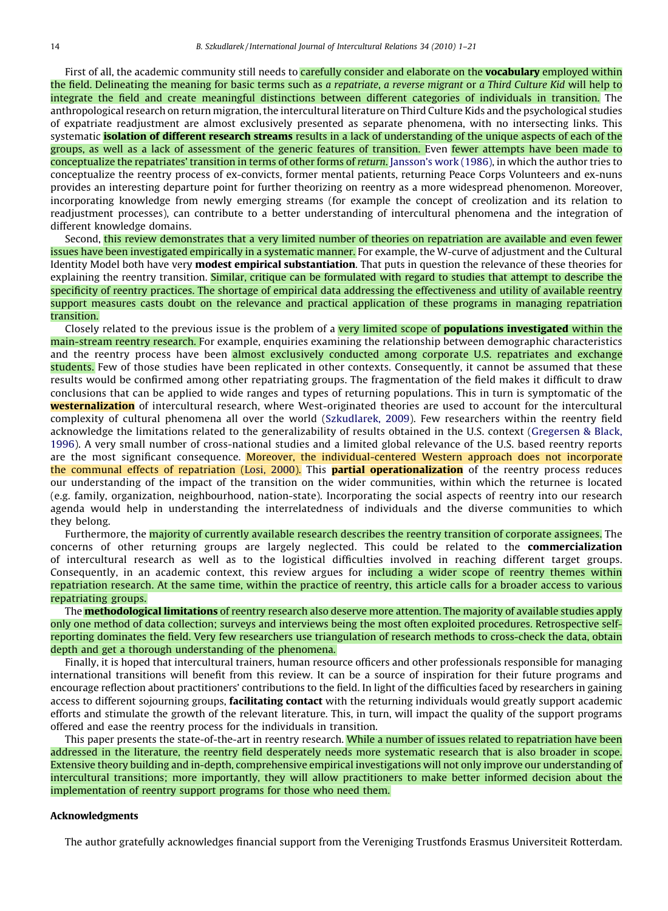First of all, the academic community still needs to carefully consider and elaborate on the **vocabulary** employed within the field. Delineating the meaning for basic terms such as *a repatriate*, *a reverse migrant* or *a Third Culture Kid* will help to integrate the field and create meaningful distinctions between different categories of individuals in transition. The anthropological research on return migration, the intercultural literature on Third Culture Kids and the psychological studies of expatriate readjustment are almost exclusively presented as separate phenomena, with no intersecting links. This systematic **isolation of different research streams** results in a lack of understanding of the unique aspects of each of the groups, as well as a lack of assessment of the generic features of transition. Even fewer attempts have been made to conceptualize the repatriates' transition in terms of other forms of *return*. Jansson's work (1986), in which the author tries to conceptualize the reentry process of ex-convicts, former mental patients, returning Peace Corps Volunteers and ex-nuns provides an interesting departure point for further theorizing on reentry as a more widespread phenomenon. Moreover, incorporating knowledge from newly emerging streams (for example the concept of creolization and its relation to readjustment processes), can contribute to a better understanding of intercultural phenomena and the integration of different knowledge domains.

Second, this review demonstrates that a very limited number of theories on repatriation are available and even fewer issues have been investigated empirically in a systematic manner. For example, the W-curve of adjustment and the Cultural Identity Model both have very **modest empirical substantiation**. That puts in question the relevance of these theories for explaining the reentry transition. Similar, critique can be formulated with regard to studies that attempt to describe the specificity of reentry practices. The shortage of empirical data addressing the effectiveness and utility of available reentry support measures casts doubt on the relevance and practical application of these programs in managing repatriation transition.

Closely related to the previous issue is the problem of a very limited scope of **populations investigated** within the main-stream reentry research. For example, enquiries examining the relationship between demographic characteristics and the reentry process have been almost exclusively conducted among corporate U.S. repatriates and exchange students. Few of those studies have been replicated in other contexts. Consequently, it cannot be assumed that these results would be confirmed among other repatriating groups. The fragmentation of the field makes it difficult to draw conclusions that can be applied to wide ranges and types of returning populations. This in turn is symptomatic of the **westernalization** of intercultural research, where West-originated theories are used to account for the intercultural complexity of cultural phenomena all over the world (Szkudlarek, 2009). Few researchers within the reentry field acknowledge the limitations related to the generalizability of results obtained in the U.S. context (Gregersen & Black, 1996). A very small number of cross-national studies and a limited global relevance of the U.S. based reentry reports are the most significant consequence. Moreover, the individual-centered Western approach does not incorporate the communal effects of repatriation (Losi, 2000). This **partial operationalization** of the reentry process reduces our understanding of the impact of the transition on the wider communities, within which the returnee is located (e.g. family, organization, neighbourhood, nation-state). Incorporating the social aspects of reentry into our research agenda would help in understanding the interrelatedness of individuals and the diverse communities to which they belong.

Furthermore, the majority of currently available research describes the reentry transition of corporate assignees. The concerns of other returning groups are largely neglected. This could be related to the **commercialization** of intercultural research as well as to the logistical difficulties involved in reaching different target groups. Consequently, in an academic context, this review argues for including a wider scope of reentry themes within repatriation research. At the same time, within the practice of reentry, this article calls for a broader access to various repatriating groups.

The **methodological limitations** of reentry research also deserve more attention. The majority of available studies apply only one method of data collection; surveys and interviews being the most often exploited procedures. Retrospective self-reporting dominates the field. Very few researchers use triangulation of research methods to cross-check the data, obtain depth and get a thorough understanding of the phenomena.

Finally, it is hoped that intercultural trainers, human resource officers and other professionals responsible for managing international transitions will benefit from this review. It can be a source of inspiration for their future programs and encourage reflection about practitioners' contributions to the field. In light of the difficulties faced by researchers in gaining access to different sojourning groups, **facilitating contact** with the returning individuals would greatly support academic efforts and stimulate the growth of the relevant literature. This, in turn, will impact the quality of the support programs offered and ease the reentry process for the individuals in transition.

This paper presents the state-of-the-art in reentry research. While a number of issues related to repatriation have been addressed in the literature, the reentry field desperately needs more systematic research that is also broader in scope. Extensive theory building and in-depth, comprehensive empirical investigations will not only improve our understanding of intercultural transitions; more importantly, they will allow practitioners to make better informed decision about the implementation of reentry support programs for those who need them.

## Acknowledgments

The author gratefully acknowledges financial support from the Vereniging Trustfonds Erasmus Universiteit Rotterdam.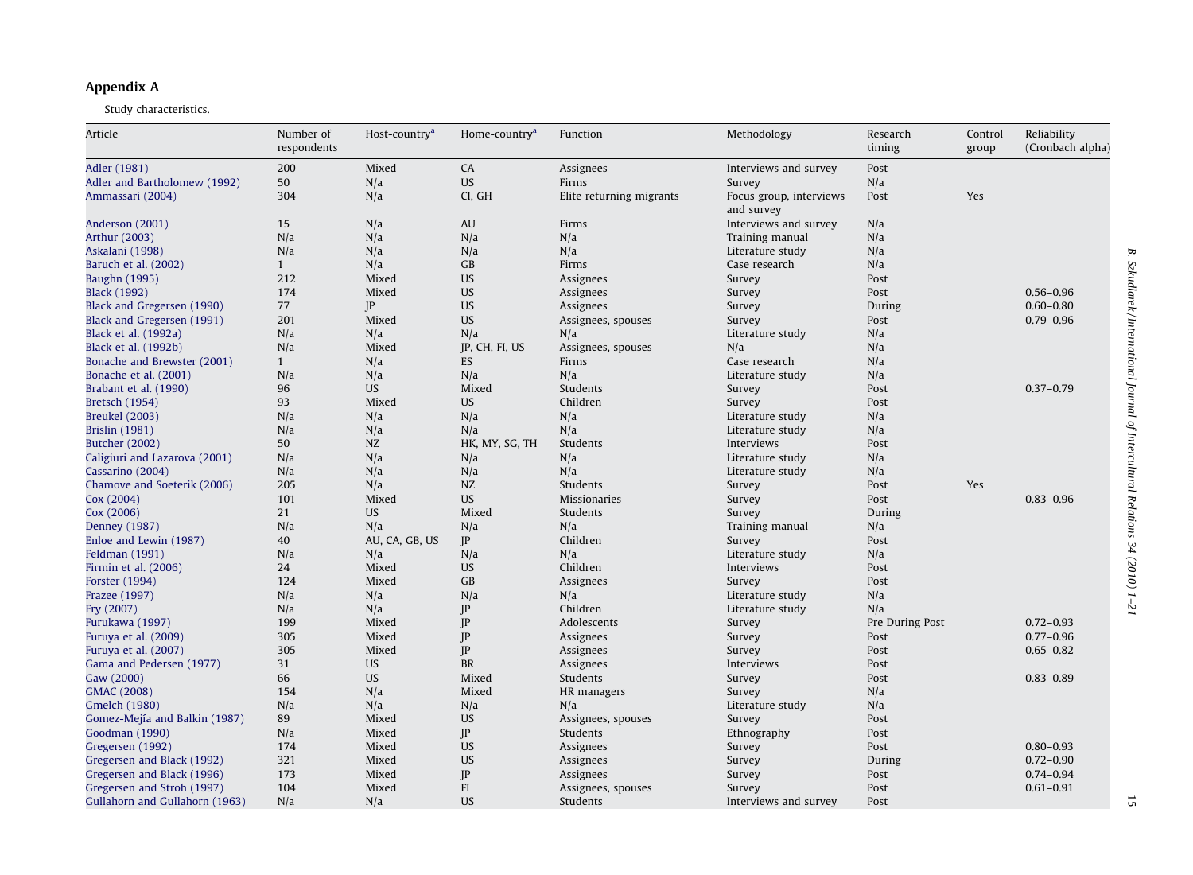## Appendix A

Study characteristics.

| Article | Number of respondents | Host-country[a] | Home-country[a] | Function | Methodology | Research timing | Control group | Reliability (Cronbach alpha) |
|---|---|---|---|---|---|---|---|---|
| Adler (1981) | 200 | Mixed | CA | Assignees | Interviews and survey | Post | | |
| Adler and Bartholomew (1992) | 50 | N/a | US | Firms | Survey | N/a | | |
| Ammassari (2004) | 304 | N/a | CI, GH | Elite returning migrants | Focus group, interviews and survey | Post | Yes | |
| Anderson (2001) | 15 | N/a | AU | Firms | Interviews and survey | N/a | | |
| Arthur (2003) | N/a | N/a | N/a | N/a | Training manual | N/a | | |
| Askalani (1998) | N/a | N/a | N/a | N/a | Literature study | N/a | | |
| Baruch et al. (2002) | 1 | N/a | GB | Firms | Case research | N/a | | |
| Baughn (1995) | 212 | Mixed | US | Assignees | Survey | Post | | |
| Black (1992) | 174 | Mixed | US | Assignees | Survey | Post | | 0.56–0.96 |
| Black and Gregersen (1990) | 77 | JP | US | Assignees | Survey | During | | 0.60–0.80 |
| Black and Gregersen (1991) | 201 | Mixed | US | Assignees, spouses | Survey | Post | | 0.79–0.96 |
| Black et al. (1992a) | N/a | N/a | N/a | N/a | Literature study | N/a | | |
| Black et al. (1992b) | N/a | Mixed | JP, CH, FI, US | Assignees, spouses | N/a | N/a | | |
| Bonache and Brewster (2001) | 1 | N/a | ES | Firms | Case research | N/a | | |
| Bonache et al. (2001) | N/a | N/a | N/a | N/a | Literature study | N/a | | |
| Brabant et al. (1990) | 96 | US | Mixed | Students | Survey | Post | | 0.37–0.79 |
| Bretsch (1954) | 93 | Mixed | US | Children | Survey | Post | | |
| Breukel (2003) | N/a | N/a | N/a | N/a | Literature study | N/a | | |
| Brislin (1981) | N/a | N/a | N/a | N/a | Literature study | N/a | | |
| Butcher (2002) | 50 | NZ | HK, MY, SG, TH | Students | Interviews | Post | | |
| Caligiuri and Lazarova (2001) | N/a | N/a | N/a | N/a | Literature study | N/a | | |
| Cassarino (2004) | N/a | N/a | N/a | N/a | Literature study | N/a | | |
| Chamove and Soeterik (2006) | 205 | N/a | NZ | Students | Survey | Post | Yes | |
| Cox (2004) | 101 | Mixed | US | Missionaries | Survey | Post | | 0.83–0.96 |
| Cox (2006) | 21 | US | Mixed | Students | Survey | During | | |
| Denney (1987) | N/a | N/a | N/a | N/a | Training manual | N/a | | |
| Enloe and Lewin (1987) | 40 | AU, CA, GB, US | JP | Children | Survey | Post | | |
| Feldman (1991) | N/a | N/a | N/a | N/a | Literature study | N/a | | |
| Firmin et al. (2006) | 24 | Mixed | US | Children | Interviews | Post | | |
| Forster (1994) | 124 | Mixed | GB | Assignees | Survey | Post | | |
| Frazee (1997) | N/a | N/a | N/a | N/a | Literature study | N/a | | |
| Fry (2007) | N/a | N/a | JP | Children | Literature study | N/a | | |
| Furukawa (1997) | 199 | Mixed | JP | Adolescents | Survey | Pre During Post | | 0.72–0.93 |
| Furuya et al. (2009) | 305 | Mixed | JP | Assignees | Survey | Post | | 0.77–0.96 |
| Furuya et al. (2007) | 305 | Mixed | JP | Assignees | Survey | Post | | 0.65–0.82 |
| Gama and Pedersen (1977) | 31 | US | BR | Assignees | Interviews | Post | | |
| Gaw (2000) | 66 | US | Mixed | Students | Survey | Post | | 0.83–0.89 |
| GMAC (2008) | 154 | N/a | Mixed | HR managers | Survey | N/a | | |
| Gmelch (1980) | N/a | N/a | N/a | N/a | Literature study | N/a | | |
| Gomez-Mejía and Balkin (1987) | 89 | Mixed | US | Assignees, spouses | Survey | Post | | |
| Goodman (1990) | N/a | Mixed | JP | Students | Ethnography | Post | | |
| Gregersen (1992) | 174 | Mixed | US | Assignees | Survey | Post | | 0.80–0.93 |
| Gregersen and Black (1992) | 321 | Mixed | US | Assignees | Survey | During | | 0.72–0.90 |
| Gregersen and Black (1996) | 173 | Mixed | JP | Assignees | Survey | Post | | 0.74–0.94 |
| Gregersen and Stroh (1997) | 104 | Mixed | FI | Assignees, spouses | Survey | Post | | 0.61–0.91 |
| Gullahorn and Gullahorn (1963) | N/a | N/a | US | Students | Interviews and survey | Post | | |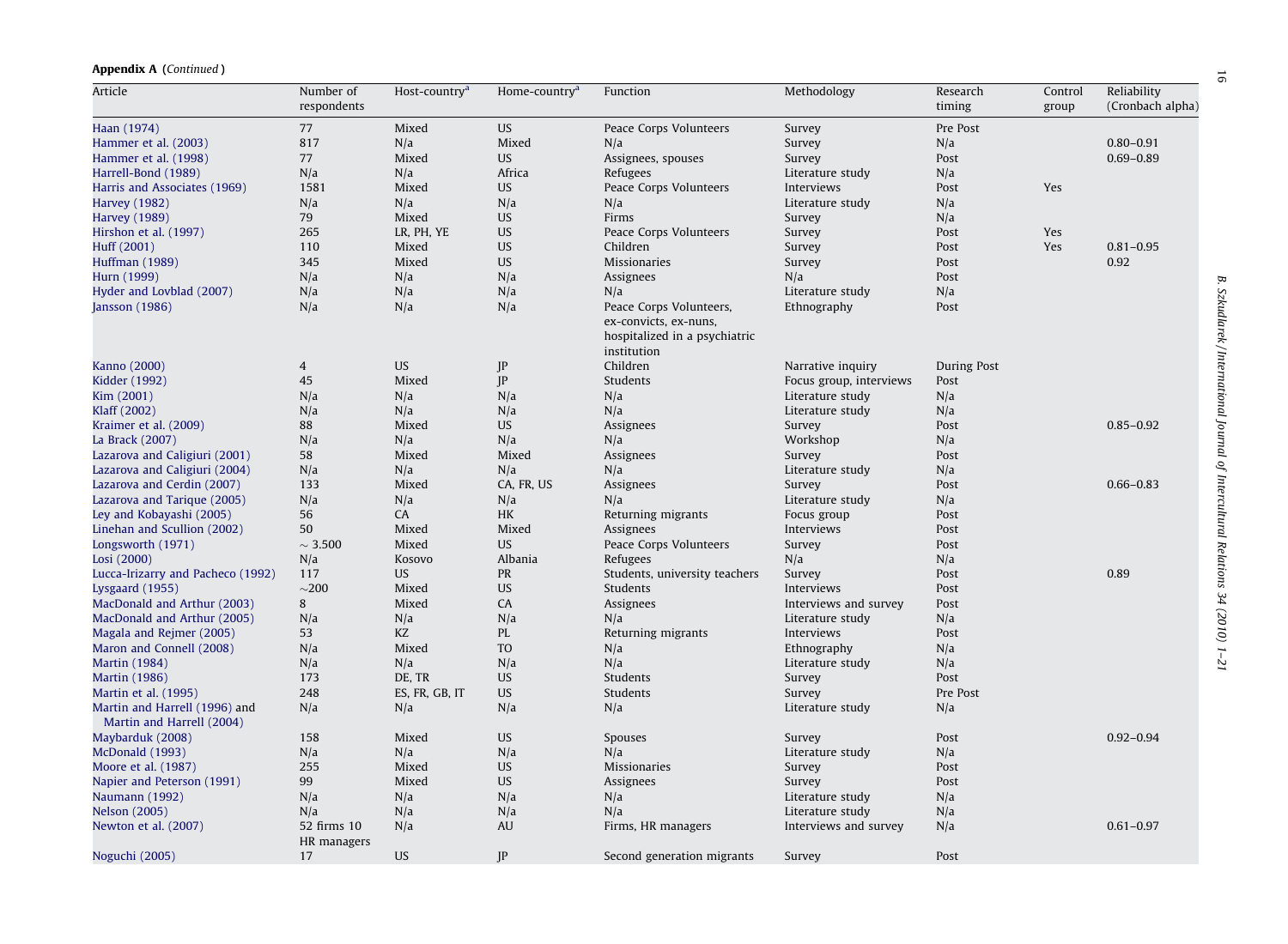**Appendix A** (*Continued*)

| Article | Number of respondents | Host-country[a] | Home-country[a] | Function | Methodology | Research timing | Control group | Reliability (Cronbach alpha) |
|---|---|---|---|---|---|---|---|---|
| Haan (1974) | 77 | Mixed | US | Peace Corps Volunteers | Survey | Pre Post | | |
| Hammer et al. (2003) | 817 | N/a | Mixed | N/a | Survey | N/a | | 0.80–0.91 |
| Hammer et al. (1998) | 77 | Mixed | US | Assignees, spouses | Survey | Post | | 0.69–0.89 |
| Harrell-Bond (1989) | N/a | N/a | Africa | Refugees | Literature study | N/a | | |
| Harris and Associates (1969) | 1581 | Mixed | US | Peace Corps Volunteers | Interviews | Post | Yes | |
| Harvey (1982) | N/a | N/a | N/a | N/a | Literature study | N/a | | |
| Harvey (1989) | 79 | Mixed | US | Firms | Survey | N/a | | |
| Hirshon et al. (1997) | 265 | LR, PH, YE | US | Peace Corps Volunteers | Survey | Post | Yes | |
| Huff (2001) | 110 | Mixed | US | Children | Survey | Post | Yes | 0.81–0.95 |
| Huffman (1989) | 345 | Mixed | US | Missionaries | Survey | Post | | 0.92 |
| Hurn (1999) | N/a | N/a | N/a | Assignees | N/a | Post | | |
| Hyder and Lovblad (2007) | N/a | N/a | N/a | N/a | Literature study | N/a | | |
| Jansson (1986) | N/a | N/a | N/a | Peace Corps Volunteers, ex-convicts, ex-nuns, hospitalized in a psychiatric institution | Ethnography | Post | | |
| Kanno (2000) | 4 | US | JP | Children | Narrative inquiry | During Post | | |
| Kidder (1992) | 45 | Mixed | JP | Students | Focus group, interviews | Post | | |
| Kim (2001) | N/a | N/a | N/a | N/a | Literature study | N/a | | |
| Klaff (2002) | N/a | N/a | N/a | N/a | Literature study | N/a | | |
| Kraimer et al. (2009) | 88 | Mixed | US | Assignees | Survey | Post | | 0.85–0.92 |
| La Brack (2007) | N/a | N/a | N/a | N/a | Workshop | N/a | | |
| Lazarova and Caligiuri (2001) | 58 | Mixed | Mixed | Assignees | Survey | Post | | |
| Lazarova and Caligiuri (2004) | N/a | N/a | N/a | N/a | Literature study | N/a | | |
| Lazarova and Cerdin (2007) | 133 | Mixed | CA, FR, US | Assignees | Survey | Post | | 0.66–0.83 |
| Lazarova and Tarique (2005) | N/a | N/a | N/a | N/a | Literature study | N/a | | |
| Ley and Kobayashi (2005) | 56 | CA | HK | Returning migrants | Focus group | Post | | |
| Linehan and Scullion (2002) | 50 | Mixed | Mixed | Assignees | Interviews | Post | | |
| Longsworth (1971) | ~ 3.500 | Mixed | US | Peace Corps Volunteers | Survey | Post | | |
| Losi (2000) | N/a | Kosovo | Albania | Refugees | N/a | N/a | | |
| Lucca-Irizarry and Pacheco (1992) | 117 | US | PR | Students, university teachers | Survey | Post | | 0.89 |
| Lysgaard (1955) | ~200 | Mixed | US | Students | Interviews | Post | | |
| MacDonald and Arthur (2003) | 8 | Mixed | CA | Assignees | Interviews and survey | Post | | |
| MacDonald and Arthur (2005) | N/a | N/a | N/a | N/a | Literature study | N/a | | |
| Magala and Rejmer (2005) | 53 | KZ | PL | Returning migrants | Interviews | Post | | |
| Maron and Connell (2008) | N/a | Mixed | TO | N/a | Ethnography | N/a | | |
| Martin (1984) | N/a | N/a | N/a | N/a | Literature study | N/a | | |
| Martin (1986) | 173 | DE, TR | US | Students | Survey | Post | | |
| Martin et al. (1995) | 248 | ES, FR, GB, IT | US | Students | Survey | Pre Post | | |
| Martin and Harrell (1996) and Martin and Harrell (2004) | N/a | N/a | N/a | N/a | Literature study | N/a | | |
| Maybarduk (2008) | 158 | Mixed | US | Spouses | Survey | Post | | 0.92–0.94 |
| McDonald (1993) | N/a | N/a | N/a | N/a | Literature study | N/a | | |
| Moore et al. (1987) | 255 | Mixed | US | Missionaries | Survey | Post | | |
| Napier and Peterson (1991) | 99 | Mixed | US | Assignees | Survey | Post | | |
| Naumann (1992) | N/a | N/a | N/a | N/a | Literature study | N/a | | |
| Nelson (2005) | N/a | N/a | N/a | N/a | Literature study | N/a | | |
| Newton et al. (2007) | 52 firms 10 HR managers | N/a | AU | Firms, HR managers | Interviews and survey | N/a | | 0.61–0.97 |
| Noguchi (2005) | 17 | US | JP | Second generation migrants | Survey | Post | | |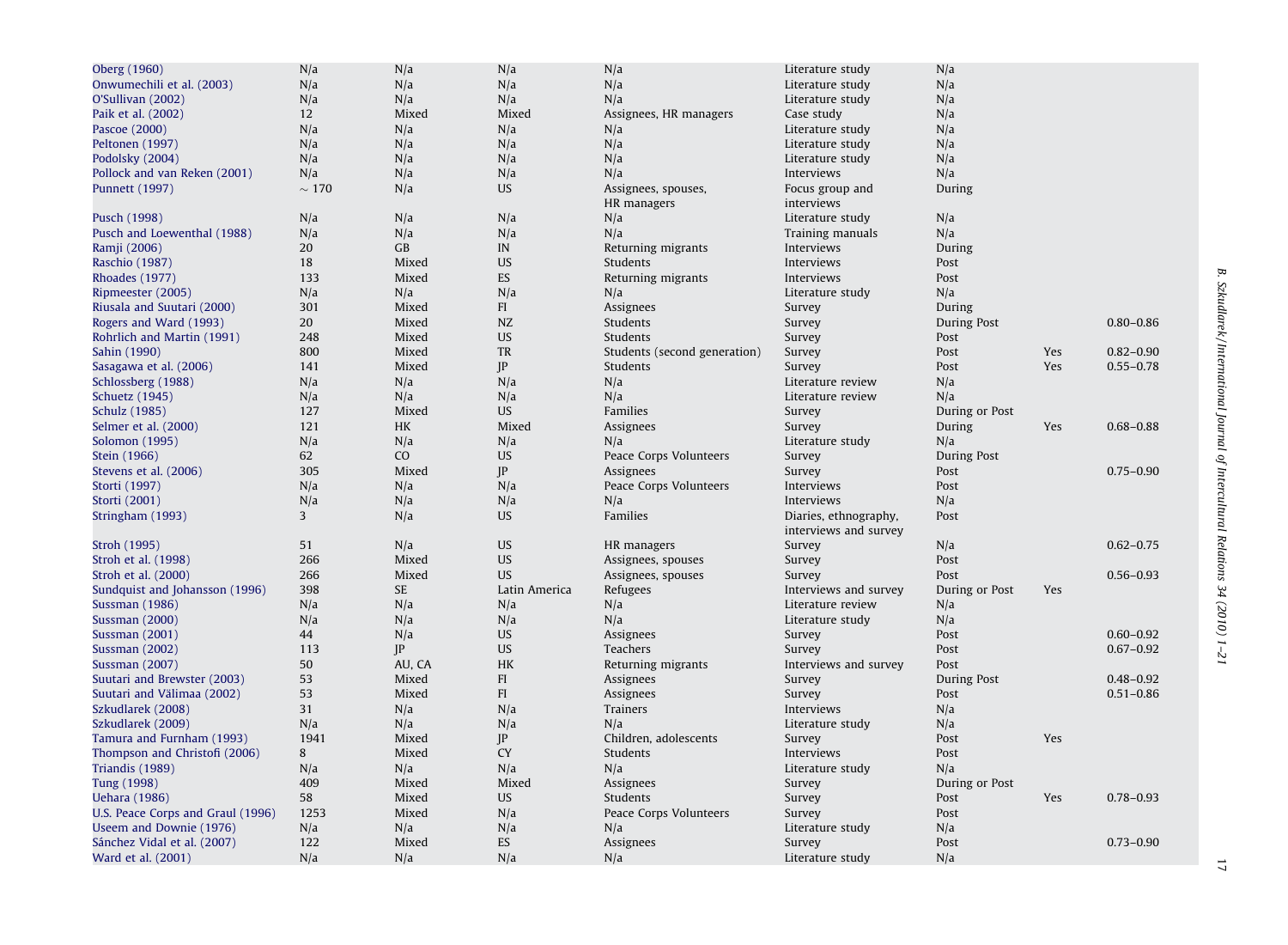| | | | | | | | | |
|---|---|---|---|---|---|---|---|---|
| Oberg (1960) | N/a | N/a | N/a | N/a | Literature study | N/a | | |
| Onwumechili et al. (2003) | N/a | N/a | N/a | N/a | Literature study | N/a | | |
| O'Sullivan (2002) | N/a | N/a | N/a | N/a | Literature study | N/a | | |
| Paik et al. (2002) | 12 | Mixed | Mixed | Assignees, HR managers | Case study | N/a | | |
| Pascoe (2000) | N/a | N/a | N/a | N/a | Literature study | N/a | | |
| Peltonen (1997) | N/a | N/a | N/a | N/a | Literature study | N/a | | |
| Podolsky (2004) | N/a | N/a | N/a | N/a | Literature study | N/a | | |
| Pollock and van Reken (2001) | N/a | N/a | N/a | N/a | Interviews | N/a | | |
| Punnett (1997) | ~ 170 | N/a | US | Assignees, spouses, HR managers | Focus group and interviews | During | | |
| Pusch (1998) | N/a | N/a | N/a | N/a | Literature study | N/a | | |
| Pusch and Loewenthal (1988) | N/a | N/a | N/a | N/a | Training manuals | N/a | | |
| Ramji (2006) | 20 | GB | IN | Returning migrants | Interviews | During | | |
| Raschio (1987) | 18 | Mixed | US | Students | Interviews | Post | | |
| Rhoades (1977) | 133 | Mixed | ES | Returning migrants | Interviews | Post | | |
| Ripmeester (2005) | N/a | N/a | N/a | N/a | Literature study | N/a | | |
| Riusala and Suutari (2000) | 301 | Mixed | FI | Assignees | Survey | During | | |
| Rogers and Ward (1993) | 20 | Mixed | NZ | Students | Survey | During Post | | 0.80–0.86 |
| Rohrlich and Martin (1991) | 248 | Mixed | US | Students | Survey | Post | | |
| Sahin (1990) | 800 | Mixed | TR | Students (second generation) | Survey | Post | Yes | 0.82–0.90 |
| Sasagawa et al. (2006) | 141 | Mixed | JP | Students | Survey | Post | Yes | 0.55–0.78 |
| Schlossberg (1988) | N/a | N/a | N/a | N/a | Literature review | N/a | | |
| Schuetz (1945) | N/a | N/a | N/a | N/a | Literature review | N/a | | |
| Schulz (1985) | 127 | Mixed | US | Families | Survey | During or Post | | |
| Selmer et al. (2000) | 121 | HK | Mixed | Assignees | Survey | During | Yes | 0.68–0.88 |
| Solomon (1995) | N/a | N/a | N/a | N/a | Literature study | N/a | | |
| Stein (1966) | 62 | CO | US | Peace Corps Volunteers | Survey | During Post | | |
| Stevens et al. (2006) | 305 | Mixed | JP | Assignees | Survey | Post | | 0.75–0.90 |
| Storti (1997) | N/a | N/a | N/a | Peace Corps Volunteers | Interviews | Post | | |
| Storti (2001) | N/a | N/a | N/a | N/a | Interviews | N/a | | |
| Stringham (1993) | 3 | N/a | US | Families | Diaries, ethnography, interviews and survey | Post | | |
| Stroh (1995) | 51 | N/a | US | HR managers | Survey | N/a | | 0.62–0.75 |
| Stroh et al. (1998) | 266 | Mixed | US | Assignees, spouses | Survey | Post | | |
| Stroh et al. (2000) | 266 | Mixed | US | Assignees, spouses | Survey | Post | | 0.56–0.93 |
| Sundquist and Johansson (1996) | 398 | SE | Latin America | Refugees | Interviews and survey | During or Post | Yes | |
| Sussman (1986) | N/a | N/a | N/a | N/a | Literature review | N/a | | |
| Sussman (2000) | N/a | N/a | N/a | N/a | Literature study | N/a | | |
| Sussman (2001) | 44 | N/a | US | Assignees | Survey | Post | | 0.60–0.92 |
| Sussman (2002) | 113 | JP | US | Teachers | Survey | Post | | 0.67–0.92 |
| Sussman (2007) | 50 | AU, CA | HK | Returning migrants | Interviews and survey | Post | | |
| Suutari and Brewster (2003) | 53 | Mixed | FI | Assignees | Survey | During Post | | 0.48–0.92 |
| Suutari and Välimaa (2002) | 53 | Mixed | FI | Assignees | Survey | Post | | 0.51–0.86 |
| Szkudlarek (2008) | 31 | N/a | N/a | Trainers | Interviews | N/a | | |
| Szkudlarek (2009) | N/a | N/a | N/a | N/a | Literature study | N/a | | |
| Tamura and Furnham (1993) | 1941 | Mixed | JP | Children, adolescents | Survey | Post | Yes | |
| Thompson and Christofi (2006) | 8 | Mixed | CY | Students | Interviews | Post | | |
| Triandis (1989) | N/a | N/a | N/a | N/a | Literature study | N/a | | |
| Tung (1998) | 409 | Mixed | Mixed | Assignees | Survey | During or Post | | |
| Uehara (1986) | 58 | Mixed | US | Students | Survey | Post | Yes | 0.78–0.93 |
| U.S. Peace Corps and Graul (1996) | 1253 | Mixed | N/a | Peace Corps Volunteers | Survey | Post | | |
| Useem and Downie (1976) | N/a | N/a | N/a | N/a | Literature study | N/a | | |
| Sánchez Vidal et al. (2007) | 122 | Mixed | ES | Assignees | Survey | Post | | 0.73–0.90 |
| Ward et al. (2001) | N/a | N/a | N/a | N/a | Literature study | N/a | | |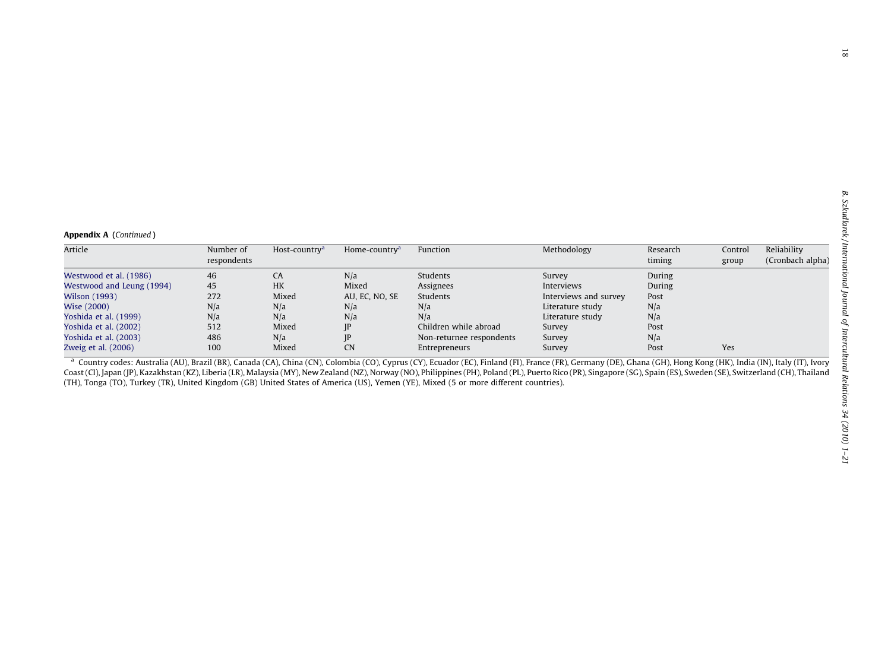**Appendix A** (*Continued*)

| Article | Number of respondents | Host-country[a] | Home-country[a] | Function | Methodology | Research timing | Control group | Reliability (Cronbach alpha) |
|---|---|---|---|---|---|---|---|---|
| Westwood et al. (1986) | 46 | CA | N/a | Students | Survey | During | | |
| Westwood and Leung (1994) | 45 | HK | Mixed | Assignees | Interviews | During | | |
| Wilson (1993) | 272 | Mixed | AU, EC, NO, SE | Students | Interviews and survey | Post | | |
| Wise (2000) | N/a | N/a | N/a | N/a | Literature study | N/a | | |
| Yoshida et al. (1999) | N/a | N/a | N/a | N/a | Literature study | N/a | | |
| Yoshida et al. (2002) | 512 | Mixed | JP | Children while abroad | Survey | Post | | |
| Yoshida et al. (2003) | 486 | N/a | JP | Non-returnee respondents | Survey | N/a | | |
| Zweig et al. (2006) | 100 | Mixed | CN | Entrepreneurs | Survey | Post | Yes | |

[a] Country codes: Australia (AU), Brazil (BR), Canada (CA), China (CN), Colombia (CO), Cyprus (CY), Ecuador (EC), Finland (FI), France (FR), Germany (DE), Ghana (GH), Hong Kong (HK), India (IN), Italy (IT), Ivory Coast (CI), Japan (JP), Kazakhstan (KZ), Liberia (LR), Malaysia (MY), New Zealand (NZ), Norway (NO), Philippines (PH), Poland (PL), Puerto Rico (PR), Singapore (SG), Spain (ES), Sweden (SE), Switzerland (CH), Thailand (TH), Tonga (TO), Turkey (TR), United Kingdom (GB) United States of America (US), Yemen (YE), Mixed (5 or more different countries).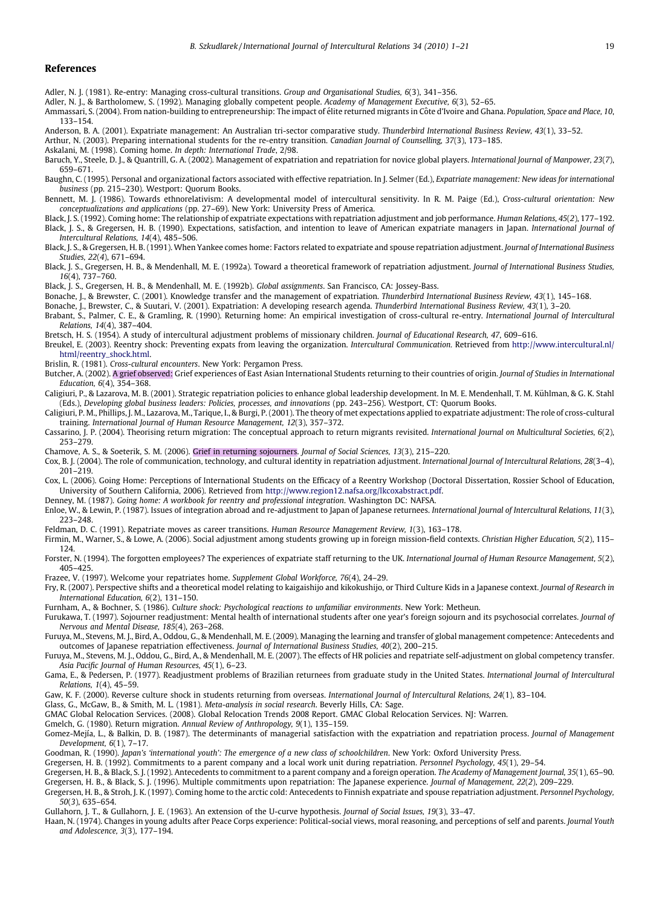## References

Adler, N. J. (1981). Re-entry: Managing cross-cultural transitions. *Group and Organisational Studies, 6*(3), 341–356.

Adler, N. J., & Bartholomew, S. (1992). Managing globally competent people. *Academy of Management Executive, 6*(3), 52–65.

Ammassari, S. (2004). From nation-building to entrepreneurship: The impact of élite returned migrants in Côte d'Ivoire and Ghana. *Population, Space and Place, 10*, 133–154.

Anderson, B. A. (2001). Expatriate management: An Australian tri-sector comparative study. *Thunderbird International Business Review, 43*(1), 33–52.

Arthur, N. (2003). Preparing international students for the re-entry transition. *Canadian Journal of Counselling, 37*(3), 173–185.

Askalani, M. (1998). Coming home. *In depth: International Trade*, 2/98.

Baruch, Y., Steele, D. J., & Quantrill, G. A. (2002). Management of expatriation and repatriation for novice global players. *International Journal of Manpower, 23*(7), 659–671.

Baughn, C. (1995). Personal and organizational factors associated with effective repatriation. In J. Selmer (Ed.), *Expatriate management: New ideas for international business* (pp. 215–230). Westport: Quorum Books.

Bennett, M. J. (1986). Towards ethnorelativism: A developmental model of intercultural sensitivity. In R. M. Paige (Ed.), *Cross-cultural orientation: New conceptualizations and applications* (pp. 27–69). New York: University Press of America.

Black, J. S. (1992). Coming home: The relationship of expatriate expectations with repatriation adjustment and job performance. *Human Relations, 45*(2), 177–192.

Black, J. S., & Gregersen, H. B. (1990). Expectations, satisfaction, and intention to leave of American expatriate managers in Japan. *International Journal of Intercultural Relations, 14*(4), 485–506.

Black, J. S., & Gregersen, H. B. (1991). When Yankee comes home: Factors related to expatriate and spouse repatriation adjustment. *Journal of International Business Studies, 22*(4), 671–694.

Black, J. S., Gregersen, H. B., & Mendenhall, M. E. (1992a). Toward a theoretical framework of repatriation adjustment. *Journal of International Business Studies, 16*(4), 737–760.

Black, J. S., Gregersen, H. B., & Mendenhall, M. E. (1992b). *Global assignments*. San Francisco, CA: Jossey-Bass.

Bonache, J., & Brewster, C. (2001). Knowledge transfer and the management of expatriation. *Thunderbird International Business Review, 43*(1), 145–168.

Bonache, J., Brewster, C., & Suutari, V. (2001). Expatriation: A developing research agenda. *Thunderbird International Business Review, 43*(1), 3–20.

Brabant, S., Palmer, C. E., & Gramling, R. (1990). Returning home: An empirical investigation of cross-cultural re-entry. *International Journal of Intercultural Relations, 14*(4), 387–404.

Bretsch, H. S. (1954). A study of intercultural adjustment problems of missionary children. *Journal of Educational Research, 47*, 609–616.

Breukel, E. (2003). Reentry shock: Preventing expats from leaving the organization. *Intercultural Communication.* Retrieved from http://www.intercultural.nl/html/reentry_shock.html.

Brislin, R. (1981). *Cross-cultural encounters*. New York: Pergamon Press.

Butcher, A. (2002). A grief observed: Grief experiences of East Asian International Students returning to their countries of origin. *Journal of Studies in International Education, 6*(4), 354–368.

Caligiuri, P., & Lazarova, M. B. (2001). Strategic repatriation policies to enhance global leadership development. In M. E. Mendenhall, T. M. Kühlman, & G. K. Stahl (Eds.), *Developing global business leaders: Policies, processes, and innovations* (pp. 243–256). Westport, CT: Quorum Books.

Caligiuri, P. M., Phillips, J. M., Lazarova, M., Tarique, I., & Burgi, P. (2001). The theory of met expectations applied to expatriate adjustment: The role of cross-cultural training. *International Journal of Human Resource Management, 12*(3), 357–372.

Cassarino, J. P. (2004). Theorising return migration: The conceptual approach to return migrants revisited. *International Journal on Multicultural Societies, 6*(2), 253–279.

Chamove, A. S., & Soeterik, S. M. (2006). Grief in returning sojourners. *Journal of Social Sciences, 13*(3), 215–220.

Cox, B. J. (2004). The role of communication, technology, and cultural identity in repatriation adjustment. *International Journal of Intercultural Relations, 28*(3–4), 201–219.

Cox, L. (2006). Going Home: Perceptions of International Students on the Efficacy of a Reentry Workshop (Doctoral Dissertation, Rossier School of Education, University of Southern California, 2006). Retrieved from http://www.region12.nafsa.org/lkcoxabstract.pdf.

Denney, M. (1987). *Going home: A workbook for reentry and professional integration*. Washington DC: NAFSA.

Enloe, W., & Lewin, P. (1987). Issues of integration abroad and re-adjustment to Japan of Japanese returnees. *International Journal of Intercultural Relations, 11*(3), 223–248.

Feldman, D. C. (1991). Repatriate moves as career transitions. *Human Resource Management Review, 1*(3), 163–178.

Firmin, M., Warner, S., & Lowe, A. (2006). Social adjustment among students growing up in foreign mission-field contexts. *Christian Higher Education, 5*(2), 115–124.

Forster, N. (1994). The forgotten employees? The experiences of expatriate staff returning to the UK. *International Journal of Human Resource Management, 5*(2), 405–425.

Frazee, V. (1997). Welcome your repatriates home. *Supplement Global Workforce, 76*(4), 24–29.

Fry, R. (2007). Perspective shifts and a theoretical model relating to kaigaishijo and kikokushijo, or Third Culture Kids in a Japanese context. *Journal of Research in International Education, 6*(2), 131–150.

Furnham, A., & Bochner, S. (1986). *Culture shock: Psychological reactions to unfamiliar environments*. New York: Metheun.

Furukawa, T. (1997). Sojourner readjustment: Mental health of international students after one year's foreign sojourn and its psychosocial correlates. *Journal of Nervous and Mental Disease, 185*(4), 263–268.

Furuya, M., Stevens, M. J., Bird, A., Oddou, G., & Mendenhall, M. E. (2009). Managing the learning and transfer of global management competence: Antecedents and outcomes of Japanese repatriation effectiveness. *Journal of International Business Studies, 40*(2), 200–215.

Furuya, M., Stevens, M. J., Oddou, G., Bird, A., & Mendenhall, M. E. (2007). The effects of HR policies and repatriate self-adjustment on global competency transfer. *Asia Pacific Journal of Human Resources, 45*(1), 6–23.

Gama, E., & Pedersen, P. (1977). Readjustment problems of Brazilian returnees from graduate study in the United States. *International Journal of Intercultural Relations, 1*(4), 45–59.

Gaw, K. F. (2000). Reverse culture shock in students returning from overseas. *International Journal of Intercultural Relations, 24*(1), 83–104.

Glass, G., McGaw, B., & Smith, M. L. (1981). *Meta-analysis in social research*. Beverly Hills, CA: Sage.

GMAC Global Relocation Services. (2008). Global Relocation Trends 2008 Report. GMAC Global Relocation Services. NJ: Warren.

Gmelch, G. (1980). Return migration. *Annual Review of Anthropology, 9*(1), 135–159.

Gomez-Mejía, L., & Balkin, D. B. (1987). The determinants of managerial satisfaction with the expatriation and repatriation process. *Journal of Management Development, 6*(1), 7–17.

Goodman, R. (1990). *Japan's 'international youth': The emergence of a new class of schoolchildren*. New York: Oxford University Press.

Gregersen, H. B. (1992). Commitments to a parent company and a local work unit during repatriation. *Personnel Psychology, 45*(1), 29–54.

Gregersen, H. B., & Black, S. J. (1992). Antecedents to commitment to a parent company and a foreign operation. *The Academy of Management Journal, 35*(1), 65–90.

Gregersen, H. B., & Black, S. J. (1996). Multiple commitments upon repatriation: The Japanese experience. *Journal of Management, 22*(2), 209–229.

Gregersen, H. B., & Stroh, J. K. (1997). Coming home to the arctic cold: Antecedents to Finnish expatriate and spouse repatriation adjustment. *Personnel Psychology, 50*(3), 635–654.

Gullahorn, J. T., & Gullahorn, J. E. (1963). An extension of the U-curve hypothesis. *Journal of Social Issues, 19*(3), 33–47.

Haan, N. (1974). Changes in young adults after Peace Corps experience: Political-social views, moral reasoning, and perceptions of self and parents. *Journal Youth and Adolescence, 3*(3), 177–194.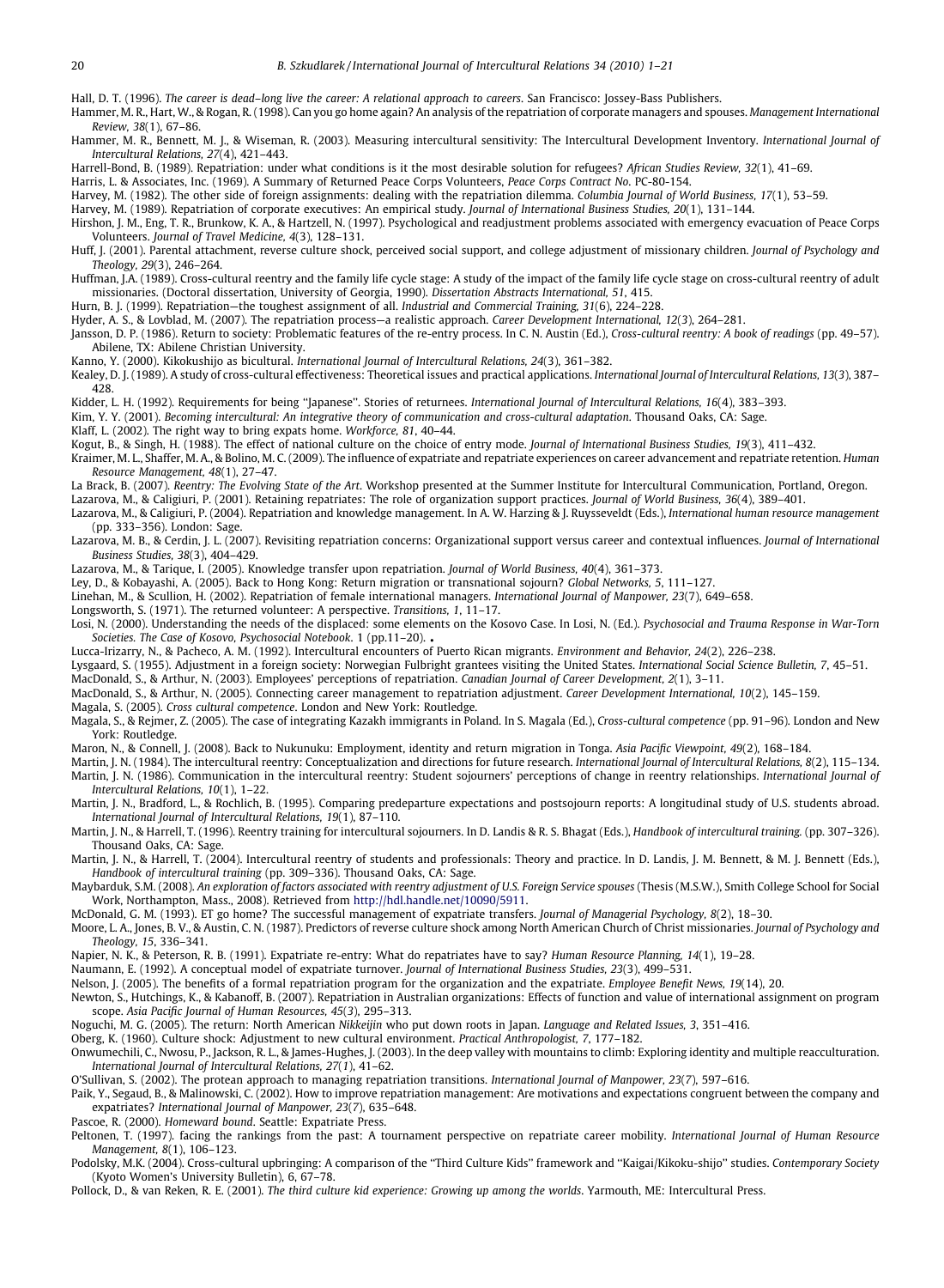Hall, D. T. (1996). *The career is dead–long live the career: A relational approach to careers*. San Francisco: Jossey-Bass Publishers.

Hammer, M. R., Hart, W., & Rogan, R. (1998). Can you go home again? An analysis of the repatriation of corporate managers and spouses. *Management International Review, 38*(1), 67–86.

Hammer, M. R., Bennett, M. J., & Wiseman, R. (2003). Measuring intercultural sensitivity: The Intercultural Development Inventory. *International Journal of Intercultural Relations, 27*(4), 421–443.

Harrell-Bond, B. (1989). Repatriation: under what conditions is it the most desirable solution for refugees? *African Studies Review, 32*(1), 41–69.

Harris, L. & Associates, Inc. (1969). A Summary of Returned Peace Corps Volunteers, *Peace Corps Contract No*. PC-80-154.

Harvey, M. (1982). The other side of foreign assignments: dealing with the repatriation dilemma. *Columbia Journal of World Business, 17*(1), 53–59.

Harvey, M. (1989). Repatriation of corporate executives: An empirical study. *Journal of International Business Studies, 20*(1), 131–144.

Hirshon, J. M., Eng, T. R., Brunkow, K. A., & Hartzell, N. (1997). Psychological and readjustment problems associated with emergency evacuation of Peace Corps Volunteers. *Journal of Travel Medicine, 4*(3), 128–131.

Huff, J. (2001). Parental attachment, reverse culture shock, perceived social support, and college adjustment of missionary children. *Journal of Psychology and Theology, 29*(3), 246–264.

Huffman, J.A. (1989). Cross-cultural reentry and the family life cycle stage: A study of the impact of the family life cycle stage on cross-cultural reentry of adult missionaries. (Doctoral dissertation, University of Georgia, 1990). *Dissertation Abstracts International, 51*, 415.

Hurn, B. J. (1999). Repatriation—the toughest assignment of all. *Industrial and Commercial Training, 31*(6), 224–228.

Hyder, A. S., & Lovblad, M. (2007). The repatriation process—a realistic approach. *Career Development International, 12*(3), 264–281.

Jansson, D. P. (1986). Return to society: Problematic features of the re-entry process. In C. N. Austin (Ed.), *Cross-cultural reentry: A book of readings* (pp. 49–57). Abilene, TX: Abilene Christian University.

Kanno, Y. (2000). Kikokushijo as bicultural. *International Journal of Intercultural Relations, 24*(3), 361–382.

Kealey, D. J. (1989). A study of cross-cultural effectiveness: Theoretical issues and practical applications. *International Journal of Intercultural Relations, 13*(3), 387–428.

Kidder, L. H. (1992). Requirements for being "Japanese". Stories of returnees. *International Journal of Intercultural Relations, 16*(4), 383–393.

Kim, Y. Y. (2001). *Becoming intercultural: An integrative theory of communication and cross-cultural adaptation*. Thousand Oaks, CA: Sage.

Klaff, L. (2002). The right way to bring expats home. *Workforce, 81*, 40–44.

Kogut, B., & Singh, H. (1988). The effect of national culture on the choice of entry mode. *Journal of International Business Studies, 19*(3), 411–432.

Kraimer, M. L., Shaffer, M. A., & Bolino, M. C. (2009). The influence of expatriate and repatriate experiences on career advancement and repatriate retention. *Human Resource Management, 48*(1), 27–47.

La Brack, B. (2007). *Reentry: The Evolving State of the Art*. Workshop presented at the Summer Institute for Intercultural Communication, Portland, Oregon.

Lazarova, M., & Caligiuri, P. (2001). Retaining repatriates: The role of organization support practices. *Journal of World Business, 36*(4), 389–401.

Lazarova, M., & Caligiuri, P. (2004). Repatriation and knowledge management. In A. W. Harzing & J. Ruysseveldt (Eds.), *International human resource management* (pp. 333–356). London: Sage.

Lazarova, M. B., & Cerdin, J. L. (2007). Revisiting repatriation concerns: Organizational support versus career and contextual influences. *Journal of International Business Studies, 38*(3), 404–429.

Lazarova, M., & Tarique, I. (2005). Knowledge transfer upon repatriation. *Journal of World Business, 40*(4), 361–373.

Ley, D., & Kobayashi, A. (2005). Back to Hong Kong: Return migration or transnational sojourn? *Global Networks, 5*, 111–127.

Linehan, M., & Scullion, H. (2002). Repatriation of female international managers. *International Journal of Manpower, 23*(7), 649–658.

Longsworth, S. (1971). The returned volunteer: A perspective. *Transitions, 1*, 11–17.

Losi, N. (2000). Understanding the needs of the displaced: some elements on the Kosovo Case. In Losi, N. (Ed.). *Psychosocial and Trauma Response in War-Torn Societies. The Case of Kosovo, Psychosocial Notebook*. 1 (pp.11–20).

Lucca-Irizarry, N., & Pacheco, A. M. (1992). Intercultural encounters of Puerto Rican migrants. *Environment and Behavior, 24*(2), 226–238.

Lysgaard, S. (1955). Adjustment in a foreign society: Norwegian Fulbright grantees visiting the United States. *International Social Science Bulletin, 7*, 45–51.

MacDonald, S., & Arthur, N. (2003). Employees' perceptions of repatriation. *Canadian Journal of Career Development, 2*(1), 3–11.

MacDonald, S., & Arthur, N. (2005). Connecting career management to repatriation adjustment. *Career Development International, 10*(2), 145–159.

Magala, S. (2005). *Cross cultural competence*. London and New York: Routledge.

Magala, S., & Rejmer, Z. (2005). The case of integrating Kazakh immigrants in Poland. In S. Magala (Ed.), *Cross-cultural competence* (pp. 91–96). London and New York: Routledge.

Maron, N., & Connell, J. (2008). Back to Nukunuku: Employment, identity and return migration in Tonga. *Asia Pacific Viewpoint, 49*(2), 168–184.

Martin, J. N. (1984). The intercultural reentry: Conceptualization and directions for future research. *International Journal of Intercultural Relations, 8*(2), 115–134.

Martin, J. N. (1986). Communication in the intercultural reentry: Student sojourners' perceptions of change in reentry relationships. *International Journal of Intercultural Relations, 10*(1), 1–22.

Martin, J. N., Bradford, L., & Rochlich, B. (1995). Comparing predeparture expectations and postsojourn reports: A longitudinal study of U.S. students abroad. *International Journal of Intercultural Relations, 19*(1), 87–110.

Martin, J. N., & Harrell, T. (1996). Reentry training for intercultural sojourners. In D. Landis & R. S. Bhagat (Eds.), *Handbook of intercultural training*. (pp. 307–326). Thousand Oaks, CA: Sage.

Martin, J. N., & Harrell, T. (2004). Intercultural reentry of students and professionals: Theory and practice. In D. Landis, J. M. Bennett, & M. J. Bennett (Eds.), *Handbook of intercultural training* (pp. 309–336). Thousand Oaks, CA: Sage.

Maybarduk, S.M. (2008). *An exploration of factors associated with reentry adjustment of U.S. Foreign Service spouses* (Thesis (M.S.W.), Smith College School for Social Work, Northampton, Mass., 2008). Retrieved from http://hdl.handle.net/10090/5911.

McDonald, G. M. (1993). ET go home? The successful management of expatriate transfers. *Journal of Managerial Psychology, 8*(2), 18–30.

Moore, L. A., Jones, B. V., & Austin, C. N. (1987). Predictors of reverse culture shock among North American Church of Christ missionaries. *Journal of Psychology and Theology, 15*, 336–341.

Napier, N. K., & Peterson, R. B. (1991). Expatriate re-entry: What do repatriates have to say? *Human Resource Planning, 14*(1), 19–28.

Naumann, E. (1992). A conceptual model of expatriate turnover. *Journal of International Business Studies, 23*(3), 499–531.

Nelson, J. (2005). The benefits of a formal repatriation program for the organization and the expatriate. *Employee Benefit News, 19*(14), 20.

Newton, S., Hutchings, K., & Kabanoff, B. (2007). Repatriation in Australian organizations: Effects of function and value of international assignment on program scope. *Asia Pacific Journal of Human Resources, 45*(3), 295–313.

Noguchi, M. G. (2005). The return: North American *Nikkeijin* who put down roots in Japan. *Language and Related Issues, 3*, 351–416.

Oberg, K. (1960). Culture shock: Adjustment to new cultural environment. *Practical Anthropologist, 7*, 177–182.

Onwumechili, C., Nwosu, P., Jackson, R. L., & James-Hughes, J. (2003). In the deep valley with mountains to climb: Exploring identity and multiple reacculturation. *International Journal of Intercultural Relations, 27*(1), 41–62.

O'Sullivan, S. (2002). The protean approach to managing repatriation transitions. *International Journal of Manpower, 23*(7), 597–616.

Paik, Y., Segaud, B., & Malinowski, C. (2002). How to improve repatriation management: Are motivations and expectations congruent between the company and expatriates? *International Journal of Manpower, 23*(7), 635–648.

Pascoe, R. (2000). *Homeward bound*. Seattle: Expatriate Press.

Peltonen, T. (1997). facing the rankings from the past: A tournament perspective on repatriate career mobility. *International Journal of Human Resource Management, 8*(1), 106–123.

Podolsky, M.K. (2004). Cross-cultural upbringing: A comparison of the "Third Culture Kids" framework and "Kaigai/Kikoku-shijo" studies. *Contemporary Society* (Kyoto Women's University Bulletin), 6, 67–78.

Pollock, D., & van Reken, R. E. (2001). *The third culture kid experience: Growing up among the worlds*. Yarmouth, ME: Intercultural Press.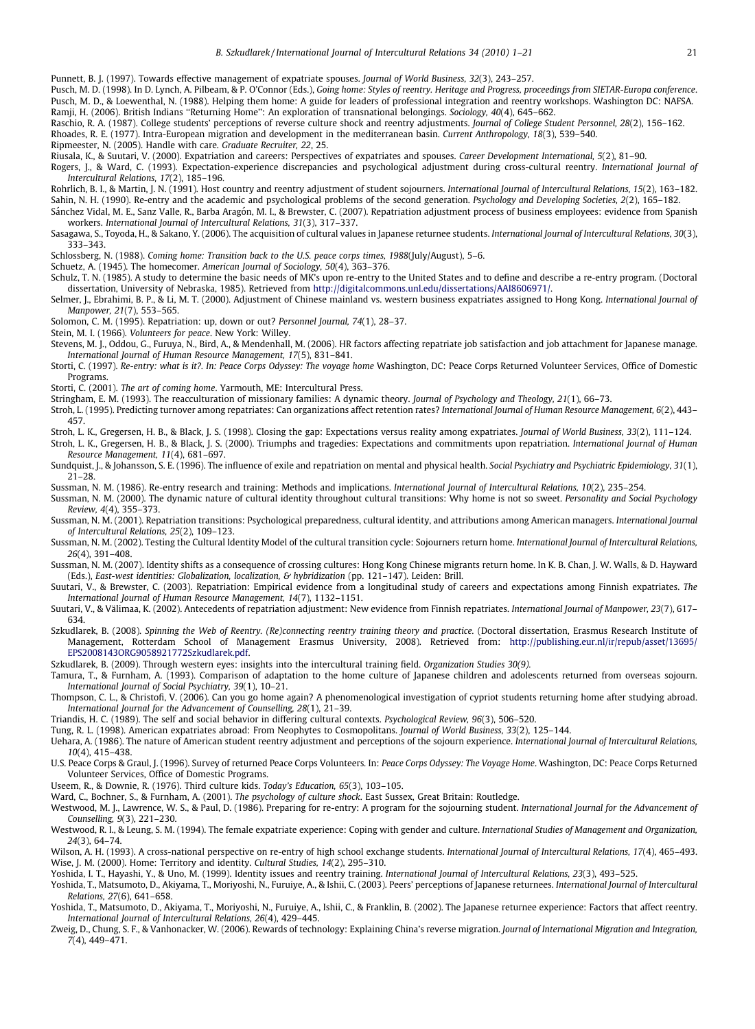Punnett, B. J. (1997). Towards effective management of expatriate spouses. *Journal of World Business, 32*(3), 243–257.

Pusch, M. D. (1998). In D. Lynch, A. Pilbeam, & P. O'Connor (Eds.), *Going home: Styles of reentry. Heritage and Progress, proceedings from SIETAR-Europa conference*.

Pusch, M. D., & Loewenthal, N. (1988). Helping them home: A guide for leaders of professional integration and reentry workshops. Washington DC: NAFSA.

Ramji, H. (2006). British Indians ''Returning Home'': An exploration of transnational belongings. *Sociology, 40*(4), 645–662.

Raschio, R. A. (1987). College students' perceptions of reverse culture shock and reentry adjustments. *Journal of College Student Personnel, 28*(2), 156–162.

Rhoades, R. E. (1977). Intra-European migration and development in the mediterranean basin. *Current Anthropology, 18*(3), 539–540.

Ripmeester, N. (2005). Handle with care. *Graduate Recruiter, 22*, 25.

Riusala, K., & Suutari, V. (2000). Expatriation and careers: Perspectives of expatriates and spouses. *Career Development International, 5*(2), 81–90.

Rogers, J., & Ward, C. (1993). Expectation-experience discrepancies and psychological adjustment during cross-cultural reentry. *International Journal of Intercultural Relations, 17*(2), 185–196.

Rohrlich, B. I., & Martin, J. N. (1991). Host country and reentry adjustment of student sojourners. *International Journal of Intercultural Relations, 15*(2), 163–182.

Sahin, N. H. (1990). Re-entry and the academic and psychological problems of the second generation. *Psychology and Developing Societies, 2*(2), 165–182.

Sánchez Vidal, M. E., Sanz Valle, R., Barba Aragón, M. I., & Brewster, C. (2007). Repatriation adjustment process of business employees: evidence from Spanish workers. *International Journal of Intercultural Relations, 31*(3), 317–337.

Sasagawa, S., Toyoda, H., & Sakano, Y. (2006). The acquisition of cultural values in Japanese returnee students. *International Journal of Intercultural Relations, 30*(3), 333–343.

Schlossberg, N. (1988). *Coming home: Transition back to the U.S. peace corps times, 1988*(July/August), 5–6.

Schuetz, A. (1945). The homecomer. *American Journal of Sociology, 50*(4), 363–376.

Schulz, T. N. (1985). A study to determine the basic needs of MK's upon re-entry to the United States and to define and describe a re-entry program. (Doctoral dissertation, University of Nebraska, 1985). Retrieved from http://digitalcommons.unl.edu/dissertations/AAI8606971/.

Selmer, J., Ebrahimi, B. P., & Li, M. T. (2000). Adjustment of Chinese mainland vs. western business expatriates assigned to Hong Kong. *International Journal of Manpower, 21*(7), 553–565.

Solomon, C. M. (1995). Repatriation: up, down or out? *Personnel Journal, 74*(1), 28–37.

Stein, M. I. (1966). *Volunteers for peace*. New York: Willey.

Stevens, M. J., Oddou, G., Furuya, N., Bird, A., & Mendenhall, M. (2006). HR factors affecting repatriate job satisfaction and job attachment for Japanese manage. *International Journal of Human Resource Management, 17*(5), 831–841.

Storti, C. (1997). *Re-entry: what is it?. In: Peace Corps Odyssey: The voyage home* Washington, DC: Peace Corps Returned Volunteer Services, Office of Domestic Programs.

Storti, C. (2001). *The art of coming home*. Yarmouth, ME: Intercultural Press.

Stringham, E. M. (1993). The reacculturation of missionary families: A dynamic theory. *Journal of Psychology and Theology, 21*(1), 66–73.

Stroh, L. (1995). Predicting turnover among repatriates: Can organizations affect retention rates? *International Journal of Human Resource Management, 6*(2), 443–457.

Stroh, L. K., Gregersen, H. B., & Black, J. S. (1998). Closing the gap: Expectations versus reality among expatriates. *Journal of World Business, 33*(2), 111–124.

Stroh, L. K., Gregersen, H. B., & Black, J. S. (2000). Triumphs and tragedies: Expectations and commitments upon repatriation. *International Journal of Human Resource Management, 11*(4), 681–697.

Sundquist, J., & Johansson, S. E. (1996). The influence of exile and repatriation on mental and physical health. *Social Psychiatry and Psychiatric Epidemiology, 31*(1), 21–28.

Sussman, N. M. (1986). Re-entry research and training: Methods and implications. *International Journal of Intercultural Relations, 10*(2), 235–254.

Sussman, N. M. (2000). The dynamic nature of cultural identity throughout cultural transitions: Why home is not so sweet. *Personality and Social Psychology Review, 4*(4), 355–373.

Sussman, N. M. (2001). Repatriation transitions: Psychological preparedness, cultural identity, and attributions among American managers. *International Journal of Intercultural Relations, 25*(2), 109–123.

Sussman, N. M. (2002). Testing the Cultural Identity Model of the cultural transition cycle: Sojourners return home. *International Journal of Intercultural Relations, 26*(4), 391–408.

Sussman, N. M. (2007). Identity shifts as a consequence of crossing cultures: Hong Kong Chinese migrants return home. In K. B. Chan, J. W. Walls, & D. Hayward (Eds.), *East-west identities: Globalization, localization, & hybridization* (pp. 121–147). Leiden: Brill.

Suutari, V., & Brewster, C. (2003). Repatriation: Empirical evidence from a longitudinal study of careers and expectations among Finnish expatriates. *The International Journal of Human Resource Management, 14*(7), 1132–1151.

Suutari, V., & Välimaa, K. (2002). Antecedents of repatriation adjustment: New evidence from Finnish repatriates. *International Journal of Manpower, 23*(7), 617–634.

Szkudlarek, B. (2008). *Spinning the Web of Reentry. (Re)connecting reentry training theory and practice*. (Doctoral dissertation, Erasmus Research Institute of Management, Rotterdam School of Management Erasmus University, 2008). Retrieved from: http://publishing.eur.nl/ir/repub/asset/13695/EPS2008143ORG9058921772Szkudlarek.pdf.

Szkudlarek, B. (2009). Through western eyes: insights into the intercultural training field. *Organization Studies 30(9).*

Tamura, T., & Furnham, A. (1993). Comparison of adaptation to the home culture of Japanese children and adolescents returned from overseas sojourn. *International Journal of Social Psychiatry, 39*(1), 10–21.

Thompson, C. L., & Christofi, V. (2006). Can you go home again? A phenomenological investigation of cypriot students returning home after studying abroad. *International Journal for the Advancement of Counselling, 28*(1), 21–39.

Triandis, H. C. (1989). The self and social behavior in differing cultural contexts. *Psychological Review, 96*(3), 506–520.

Tung, R. L. (1998). American expatriates abroad: From Neophytes to Cosmopolitans. *Journal of World Business, 33*(2), 125–144.

Uehara, A. (1986). The nature of American student reentry adjustment and perceptions of the sojourn experience. *International Journal of Intercultural Relations, 10*(4), 415–438.

U.S. Peace Corps & Graul, J. (1996). Survey of returned Peace Corps Volunteers. In: *Peace Corps Odyssey: The Voyage Home*. Washington, DC: Peace Corps Returned Volunteer Services, Office of Domestic Programs.

Useem, R., & Downie, R. (1976). Third culture kids. *Today's Education, 65*(3), 103–105.

Ward, C., Bochner, S., & Furnham, A. (2001). *The psychology of culture shock*. East Sussex, Great Britain: Routledge.

Westwood, M. J., Lawrence, W. S., & Paul, D. (1986). Preparing for re-entry: A program for the sojourning student. *International Journal for the Advancement of Counselling, 9*(3), 221–230.

Westwood, R. I., & Leung, S. M. (1994). The female expatriate experience: Coping with gender and culture. *International Studies of Management and Organization, 24*(3), 64–74.

Wilson, A. H. (1993). A cross-national perspective on re-entry of high school exchange students. *International Journal of Intercultural Relations, 17*(4), 465–493.

Wise, J. M. (2000). Home: Territory and identity. *Cultural Studies, 14*(2), 295–310.

Yoshida, I. T., Hayashi, Y., & Uno, M. (1999). Identity issues and reentry training. *International Journal of Intercultural Relations, 23*(3), 493–525.

Yoshida, T., Matsumoto, D., Akiyama, T., Moriyoshi, N., Furuiye, A., & Ishii, C. (2003). Peers' perceptions of Japanese returnees. *International Journal of Intercultural Relations, 27*(6), 641–658.

Yoshida, T., Matsumoto, D., Akiyama, T., Moriyoshi, N., Furuiye, A., Ishii, C., & Franklin, B. (2002). The Japanese returnee experience: Factors that affect reentry. *International Journal of Intercultural Relations, 26*(4), 429–445.

Zweig, D., Chung, S. F., & Vanhonacker, W. (2006). Rewards of technology: Explaining China's reverse migration. *Journal of International Migration and Integration, 7*(4), 449–471.